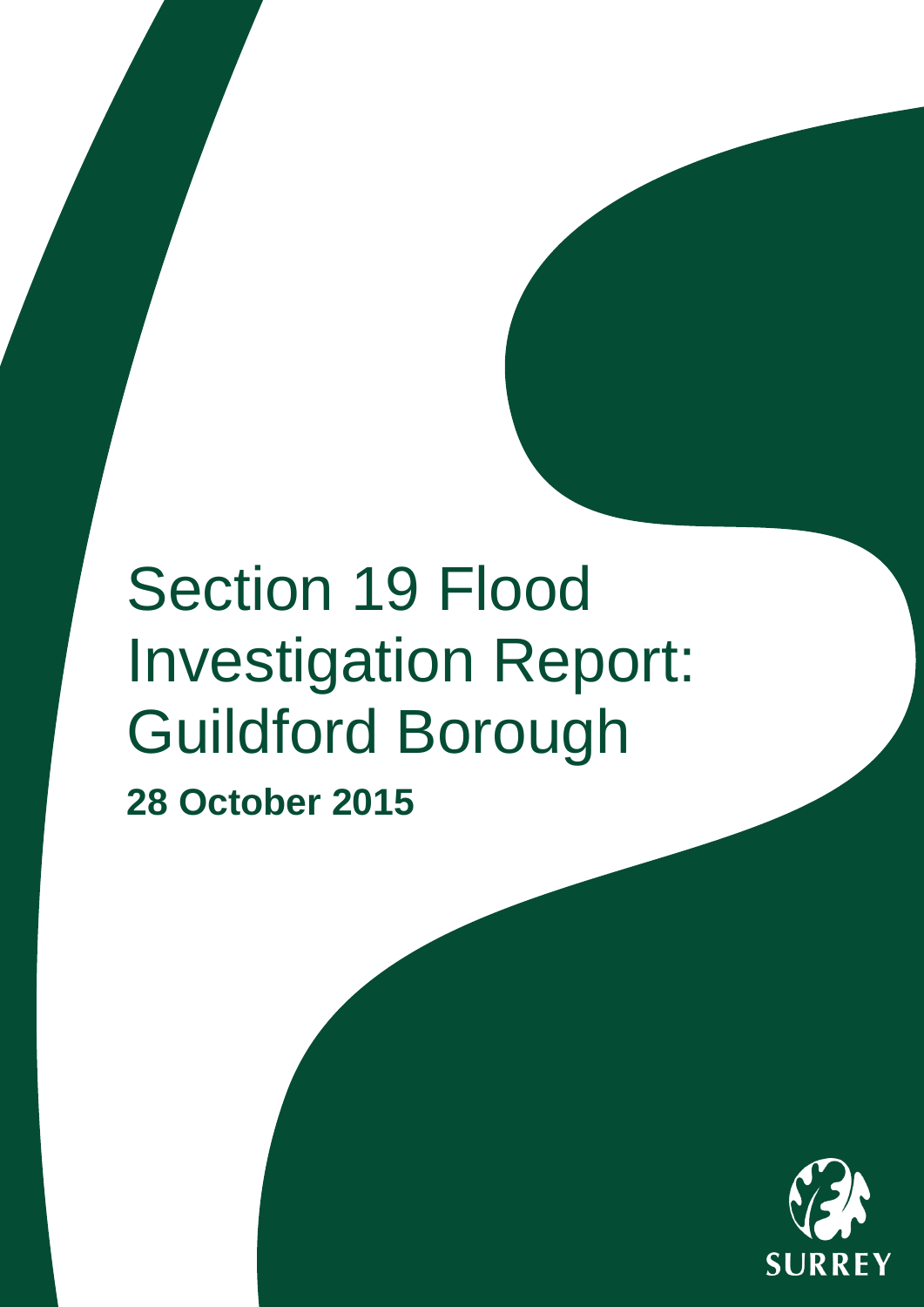# Section 19 Flood Investigation Report: Guildford Borough

**28 October 2015**

SURREY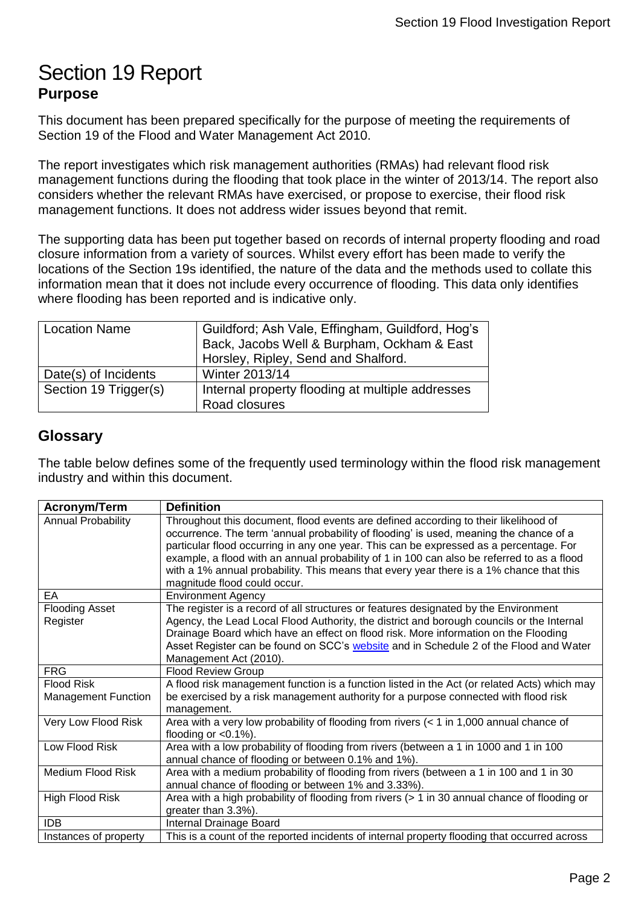# Section 19 Report

## Purpose

This document has been prepared specifically for the purpose of meeting the requirements of Section 19 of the Flood and Water Management Act 2010.

The report investigates which risk management authorities (RMAs) had relevant flood risk management functions during the flooding that took place in the winter of 2013/14. The report also considers whether the relevant RMAs have exercised, or propose to exercise, their flood risk management functions. It does not address wider issues beyond that remit.

The supporting data has been put together based on records of internal property flooding and road closure information from a variety of sources. Whilst every effort has been made to verify the locations of the Section 19s identified, the nature of the data and the methods used to collate this information mean that it does not include every occurrence of flooding. This data only identifies where flooding has been reported and is indicative only.

| Location Name | Guildford; Ash Vale, Effingham, Guildford, Hog's Back, Jacobs Well & Burpham, Ockham & East Horsley, Ripley, Send and Shalford. |
|---|---|
| Date(s) of Incidents | Winter 2013/14 |
| Section 19 Trigger(s) | Internal property flooding at multiple addresses<br>Road closures |

## Glossary

The table below defines some of the frequently used terminology within the flood risk management industry and within this document.

| Acronym/Term | Definition |
|---|---|
| Annual Probability | Throughout this document, flood events are defined according to their likelihood of occurrence. The term 'annual probability of flooding' is used, meaning the chance of a particular flood occurring in any one year. This can be expressed as a percentage. For example, a flood with an annual probability of 1 in 100 can also be referred to as a flood with a 1% annual probability. This means that every year there is a 1% chance that this magnitude flood could occur. |
| EA | Environment Agency |
| Flooding Asset Register | The register is a record of all structures or features designated by the Environment Agency, the Lead Local Flood Authority, the district and borough councils or the Internal Drainage Board which have an effect on flood risk. More information on the Flooding Asset Register can be found on SCC's website and in Schedule 2 of the Flood and Water Management Act (2010). |
| FRG | Flood Review Group |
| Flood Risk Management Function | A flood risk management function is a function listed in the Act (or related Acts) which may be exercised by a risk management authority for a purpose connected with flood risk management. |
| Very Low Flood Risk | Area with a very low probability of flooding from rivers (< 1 in 1,000 annual chance of flooding or <0.1%). |
| Low Flood Risk | Area with a low probability of flooding from rivers (between a 1 in 1000 and 1 in 100 annual chance of flooding or between 0.1% and 1%). |
| Medium Flood Risk | Area with a medium probability of flooding from rivers (between a 1 in 100 and 1 in 30 annual chance of flooding or between 1% and 3.33%). |
| High Flood Risk | Area with a high probability of flooding from rivers (> 1 in 30 annual chance of flooding or greater than 3.3%). |
| IDB | Internal Drainage Board |
| Instances of property | This is a count of the reported incidents of internal property flooding that occurred across |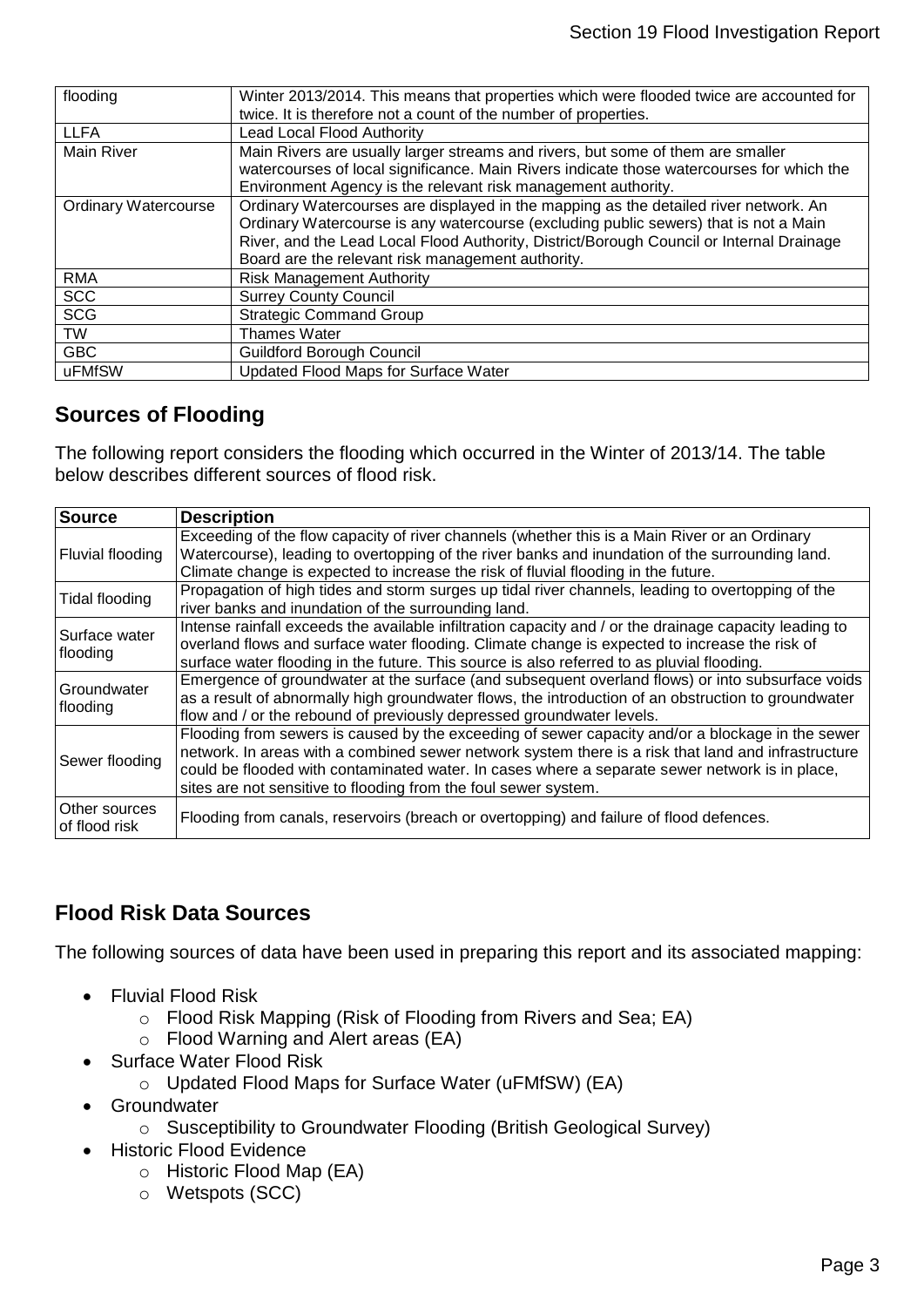| | |
|---|---|
| flooding | Winter 2013/2014. This means that properties which were flooded twice are accounted for twice. It is therefore not a count of the number of properties. |
| LLFA | Lead Local Flood Authority |
| Main River | Main Rivers are usually larger streams and rivers, but some of them are smaller watercourses of local significance. Main Rivers indicate those watercourses for which the Environment Agency is the relevant risk management authority. |
| Ordinary Watercourse | Ordinary Watercourses are displayed in the mapping as the detailed river network. An Ordinary Watercourse is any watercourse (excluding public sewers) that is not a Main River, and the Lead Local Flood Authority, District/Borough Council or Internal Drainage Board are the relevant risk management authority. |
| RMA | Risk Management Authority |
| SCC | Surrey County Council |
| SCG | Strategic Command Group |
| TW | Thames Water |
| GBC | Guildford Borough Council |
| uFMfSW | Updated Flood Maps for Surface Water |

## Sources of Flooding

The following report considers the flooding which occurred in the Winter of 2013/14. The table below describes different sources of flood risk.

| Source | Description |
|---|---|
| Fluvial flooding | Exceeding of the flow capacity of river channels (whether this is a Main River or an Ordinary Watercourse), leading to overtopping of the river banks and inundation of the surrounding land. Climate change is expected to increase the risk of fluvial flooding in the future. |
| Tidal flooding | Propagation of high tides and storm surges up tidal river channels, leading to overtopping of the river banks and inundation of the surrounding land. |
| Surface water flooding | Intense rainfall exceeds the available infiltration capacity and / or the drainage capacity leading to overland flows and surface water flooding. Climate change is expected to increase the risk of surface water flooding in the future. This source is also referred to as pluvial flooding. |
| Groundwater flooding | Emergence of groundwater at the surface (and subsequent overland flows) or into subsurface voids as a result of abnormally high groundwater flows, the introduction of an obstruction to groundwater flow and / or the rebound of previously depressed groundwater levels. |
| Sewer flooding | Flooding from sewers is caused by the exceeding of sewer capacity and/or a blockage in the sewer network. In areas with a combined sewer network system there is a risk that land and infrastructure could be flooded with contaminated water. In cases where a separate sewer network is in place, sites are not sensitive to flooding from the foul sewer system. |
| Other sources of flood risk | Flooding from canals, reservoirs (breach or overtopping) and failure of flood defences. |

## Flood Risk Data Sources

The following sources of data have been used in preparing this report and its associated mapping:

- Fluvial Flood Risk
  - Flood Risk Mapping (Risk of Flooding from Rivers and Sea; EA)
  - Flood Warning and Alert areas (EA)
- Surface Water Flood Risk
  - Updated Flood Maps for Surface Water (uFMfSW) (EA)
- Groundwater
  - Susceptibility to Groundwater Flooding (British Geological Survey)
- Historic Flood Evidence
  - Historic Flood Map (EA)
  - Wetspots (SCC)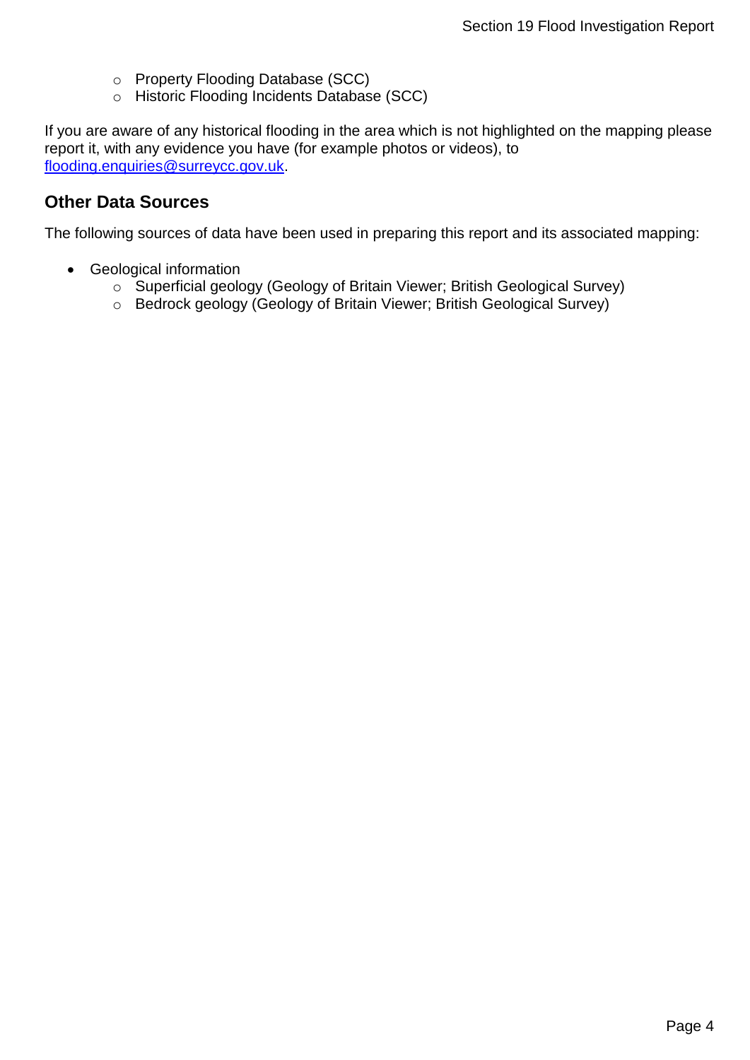- Property Flooding Database (SCC)
  - Historic Flooding Incidents Database (SCC)

If you are aware of any historical flooding in the area which is not highlighted on the mapping please report it, with any evidence you have (for example photos or videos), to [flooding.enquiries@surreycc.gov.uk](mailto:flooding.enquiries@surreycc.gov.uk).

## Other Data Sources

The following sources of data have been used in preparing this report and its associated mapping:

- Geological information
  - Superficial geology (Geology of Britain Viewer; British Geological Survey)
  - Bedrock geology (Geology of Britain Viewer; British Geological Survey)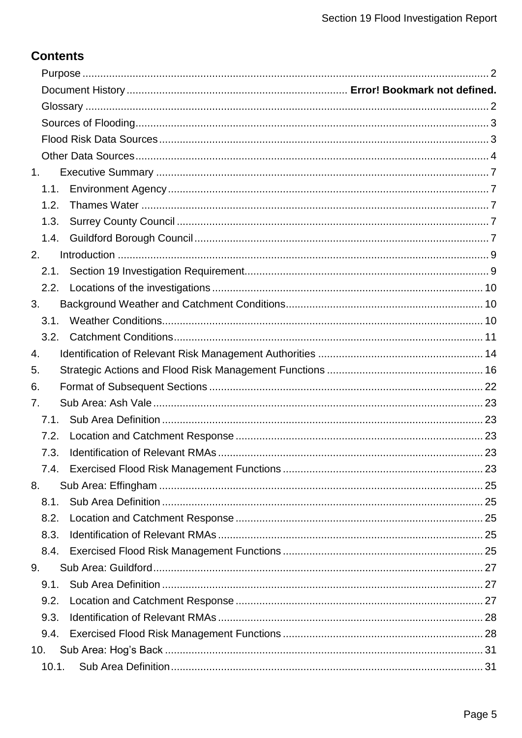## Contents

- Purpose ........ 2
- Document History ........ **Error! Bookmark not defined.**
- Glossary ........ 2
- Sources of Flooding ........ 3
- Flood Risk Data Sources ........ 3
- Other Data Sources ........ 4
- 1. Executive Summary ........ 7
  - 1.1. Environment Agency ........ 7
  - 1.2. Thames Water ........ 7
  - 1.3. Surrey County Council ........ 7
  - 1.4. Guildford Borough Council ........ 7
- 2. Introduction ........ 9
  - 2.1. Section 19 Investigation Requirement ........ 9
  - 2.2. Locations of the investigations ........ 10
- 3. Background Weather and Catchment Conditions ........ 10
  - 3.1. Weather Conditions ........ 10
  - 3.2. Catchment Conditions ........ 11
- 4. Identification of Relevant Risk Management Authorities ........ 14
- 5. Strategic Actions and Flood Risk Management Functions ........ 16
- 6. Format of Subsequent Sections ........ 22
- 7. Sub Area: Ash Vale ........ 23
  - 7.1. Sub Area Definition ........ 23
  - 7.2. Location and Catchment Response ........ 23
  - 7.3. Identification of Relevant RMAs ........ 23
  - 7.4. Exercised Flood Risk Management Functions ........ 23
- 8. Sub Area: Effingham ........ 25
  - 8.1. Sub Area Definition ........ 25
  - 8.2. Location and Catchment Response ........ 25
  - 8.3. Identification of Relevant RMAs ........ 25
  - 8.4. Exercised Flood Risk Management Functions ........ 25
- 9. Sub Area: Guildford ........ 27
  - 9.1. Sub Area Definition ........ 27
  - 9.2. Location and Catchment Response ........ 27
  - 9.3. Identification of Relevant RMAs ........ 28
  - 9.4. Exercised Flood Risk Management Functions ........ 28
- 10. Sub Area: Hog's Back ........ 31
  - 10.1. Sub Area Definition ........ 31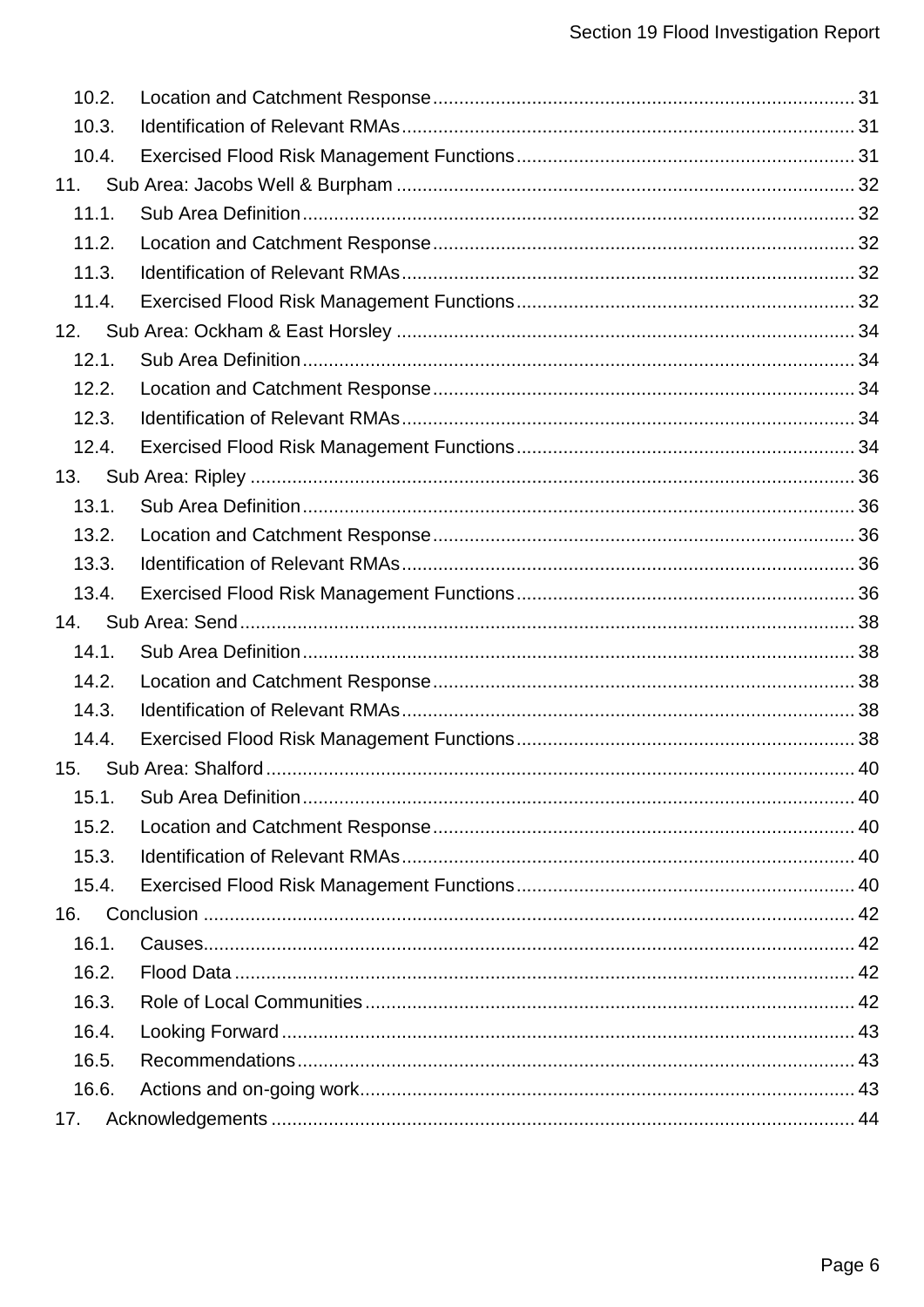10.2. Location and Catchment Response ........ 31
10.3. Identification of Relevant RMAs ........ 31
10.4. Exercised Flood Risk Management Functions ........ 31
11. Sub Area: Jacobs Well & Burpham ........ 32
11.1. Sub Area Definition ........ 32
11.2. Location and Catchment Response ........ 32
11.3. Identification of Relevant RMAs ........ 32
11.4. Exercised Flood Risk Management Functions ........ 32
12. Sub Area: Ockham & East Horsley ........ 34
12.1. Sub Area Definition ........ 34
12.2. Location and Catchment Response ........ 34
12.3. Identification of Relevant RMAs ........ 34
12.4. Exercised Flood Risk Management Functions ........ 34
13. Sub Area: Ripley ........ 36
13.1. Sub Area Definition ........ 36
13.2. Location and Catchment Response ........ 36
13.3. Identification of Relevant RMAs ........ 36
13.4. Exercised Flood Risk Management Functions ........ 36
14. Sub Area: Send ........ 38
14.1. Sub Area Definition ........ 38
14.2. Location and Catchment Response ........ 38
14.3. Identification of Relevant RMAs ........ 38
14.4. Exercised Flood Risk Management Functions ........ 38
15. Sub Area: Shalford ........ 40
15.1. Sub Area Definition ........ 40
15.2. Location and Catchment Response ........ 40
15.3. Identification of Relevant RMAs ........ 40
15.4. Exercised Flood Risk Management Functions ........ 40
16. Conclusion ........ 42
16.1. Causes ........ 42
16.2. Flood Data ........ 42
16.3. Role of Local Communities ........ 42
16.4. Looking Forward ........ 43
16.5. Recommendations ........ 43
16.6. Actions and on-going work ........ 43
17. Acknowledgements ........ 44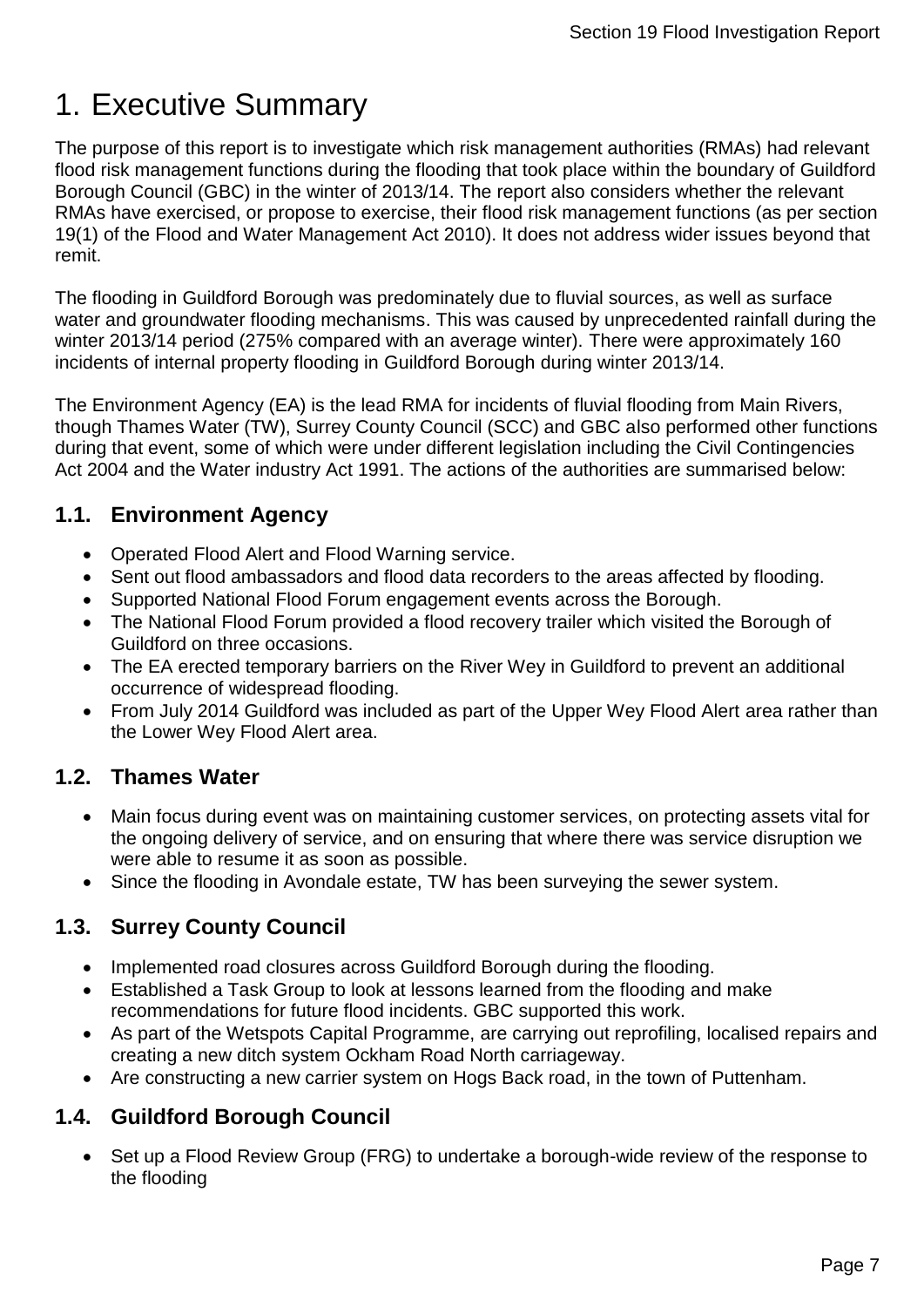# 1. Executive Summary

The purpose of this report is to investigate which risk management authorities (RMAs) had relevant flood risk management functions during the flooding that took place within the boundary of Guildford Borough Council (GBC) in the winter of 2013/14. The report also considers whether the relevant RMAs have exercised, or propose to exercise, their flood risk management functions (as per section 19(1) of the Flood and Water Management Act 2010). It does not address wider issues beyond that remit.

The flooding in Guildford Borough was predominately due to fluvial sources, as well as surface water and groundwater flooding mechanisms. This was caused by unprecedented rainfall during the winter 2013/14 period (275% compared with an average winter). There were approximately 160 incidents of internal property flooding in Guildford Borough during winter 2013/14.

The Environment Agency (EA) is the lead RMA for incidents of fluvial flooding from Main Rivers, though Thames Water (TW), Surrey County Council (SCC) and GBC also performed other functions during that event, some of which were under different legislation including the Civil Contingencies Act 2004 and the Water industry Act 1991. The actions of the authorities are summarised below:

## 1.1. Environment Agency

- Operated Flood Alert and Flood Warning service.
- Sent out flood ambassadors and flood data recorders to the areas affected by flooding.
- Supported National Flood Forum engagement events across the Borough.
- The National Flood Forum provided a flood recovery trailer which visited the Borough of Guildford on three occasions.
- The EA erected temporary barriers on the River Wey in Guildford to prevent an additional occurrence of widespread flooding.
- From July 2014 Guildford was included as part of the Upper Wey Flood Alert area rather than the Lower Wey Flood Alert area.

## 1.2. Thames Water

- Main focus during event was on maintaining customer services, on protecting assets vital for the ongoing delivery of service, and on ensuring that where there was service disruption we were able to resume it as soon as possible.
- Since the flooding in Avondale estate, TW has been surveying the sewer system.

## 1.3. Surrey County Council

- Implemented road closures across Guildford Borough during the flooding.
- Established a Task Group to look at lessons learned from the flooding and make recommendations for future flood incidents. GBC supported this work.
- As part of the Wetspots Capital Programme, are carrying out reprofiling, localised repairs and creating a new ditch system Ockham Road North carriageway.
- Are constructing a new carrier system on Hogs Back road, in the town of Puttenham.

## 1.4. Guildford Borough Council

- Set up a Flood Review Group (FRG) to undertake a borough-wide review of the response to the flooding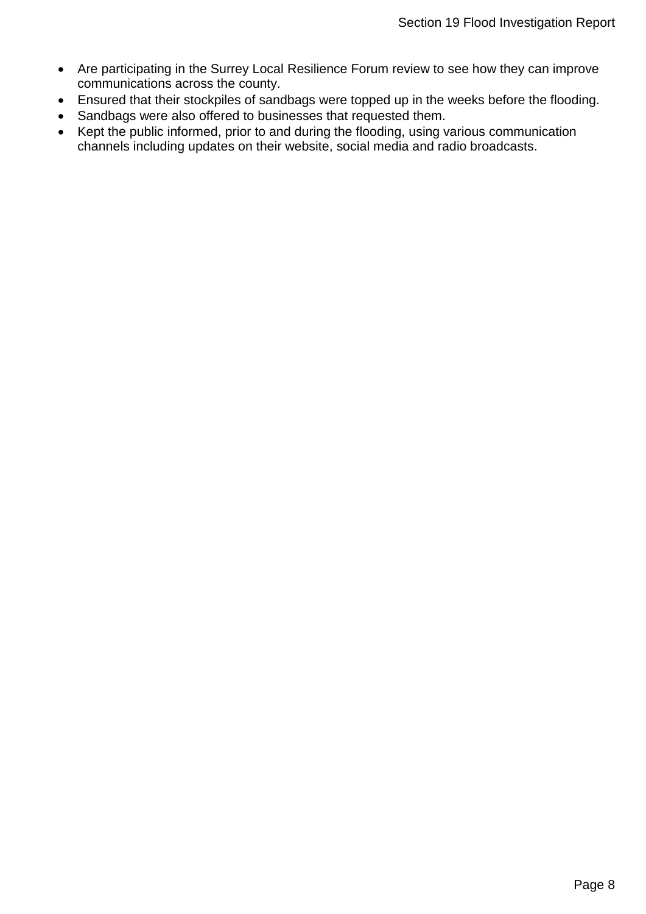- Are participating in the Surrey Local Resilience Forum review to see how they can improve communications across the county.
- Ensured that their stockpiles of sandbags were topped up in the weeks before the flooding.
- Sandbags were also offered to businesses that requested them.
- Kept the public informed, prior to and during the flooding, using various communication channels including updates on their website, social media and radio broadcasts.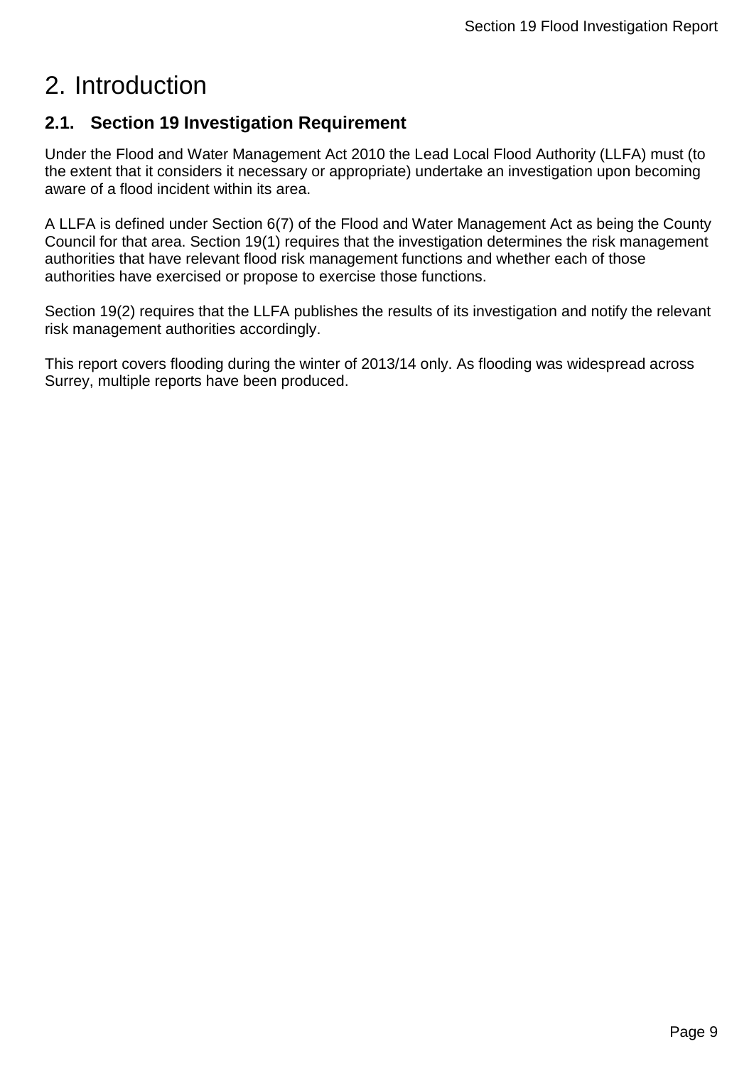# 2. Introduction

## 2.1. Section 19 Investigation Requirement

Under the Flood and Water Management Act 2010 the Lead Local Flood Authority (LLFA) must (to the extent that it considers it necessary or appropriate) undertake an investigation upon becoming aware of a flood incident within its area.

A LLFA is defined under Section 6(7) of the Flood and Water Management Act as being the County Council for that area. Section 19(1) requires that the investigation determines the risk management authorities that have relevant flood risk management functions and whether each of those authorities have exercised or propose to exercise those functions.

Section 19(2) requires that the LLFA publishes the results of its investigation and notify the relevant risk management authorities accordingly.

This report covers flooding during the winter of 2013/14 only. As flooding was widespread across Surrey, multiple reports have been produced.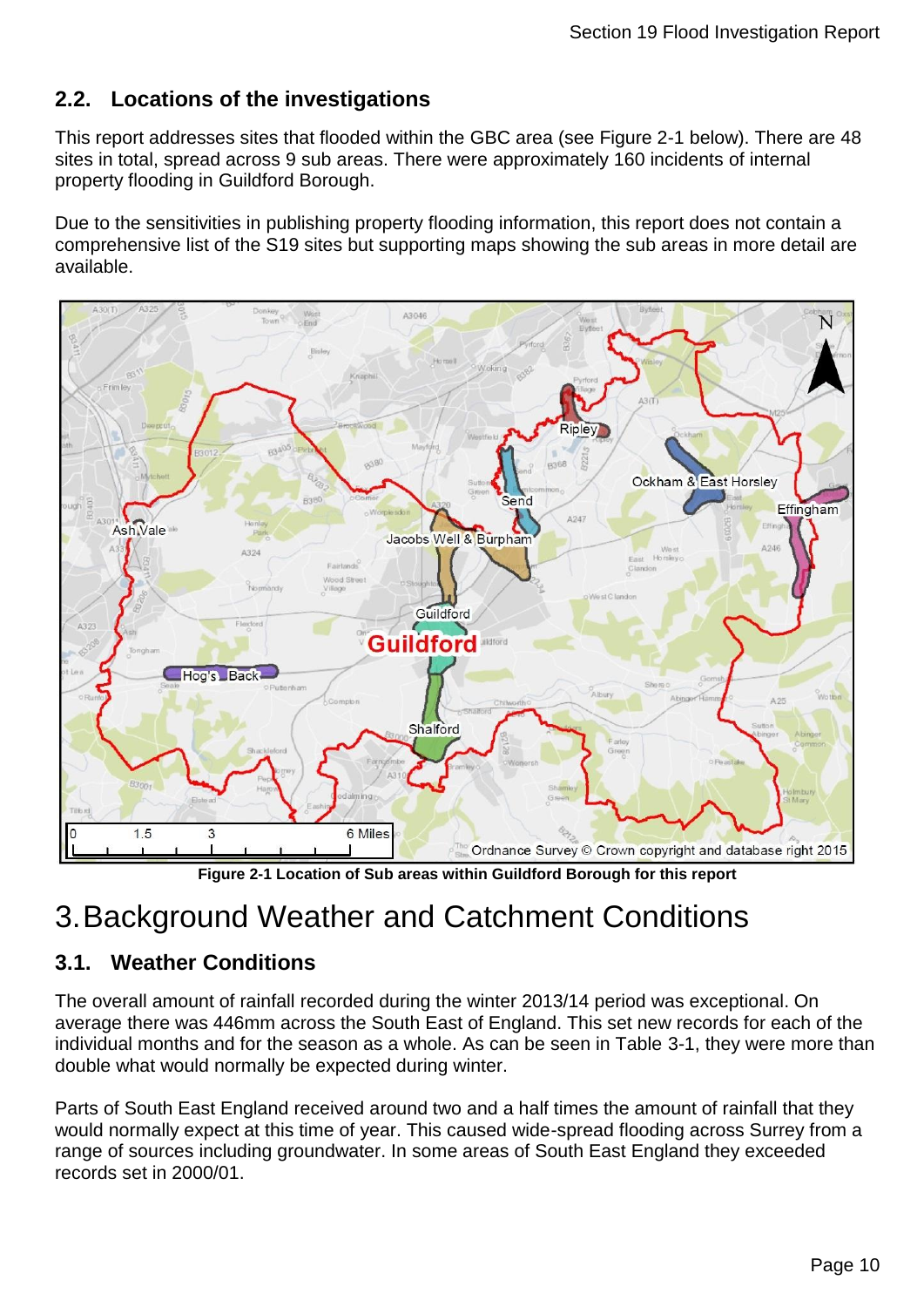## 2.2. Locations of the investigations

This report addresses sites that flooded within the GBC area (see Figure 2-1 below). There are 48 sites in total, spread across 9 sub areas. There were approximately 160 incidents of internal property flooding in Guildford Borough.

Due to the sensitivities in publishing property flooding information, this report does not contain a comprehensive list of the S19 sites but supporting maps showing the sub areas in more detail are available.

**Figure 2-1 Location of Sub areas within Guildford Borough for this report**

# 3. Background Weather and Catchment Conditions

## 3.1. Weather Conditions

The overall amount of rainfall recorded during the winter 2013/14 period was exceptional. On average there was 446mm across the South East of England. This set new records for each of the individual months and for the season as a whole. As can be seen in Table 3-1, they were more than double what would normally be expected during winter.

Parts of South East England received around two and a half times the amount of rainfall that they would normally expect at this time of year. This caused wide-spread flooding across Surrey from a range of sources including groundwater. In some areas of South East England they exceeded records set in 2000/01.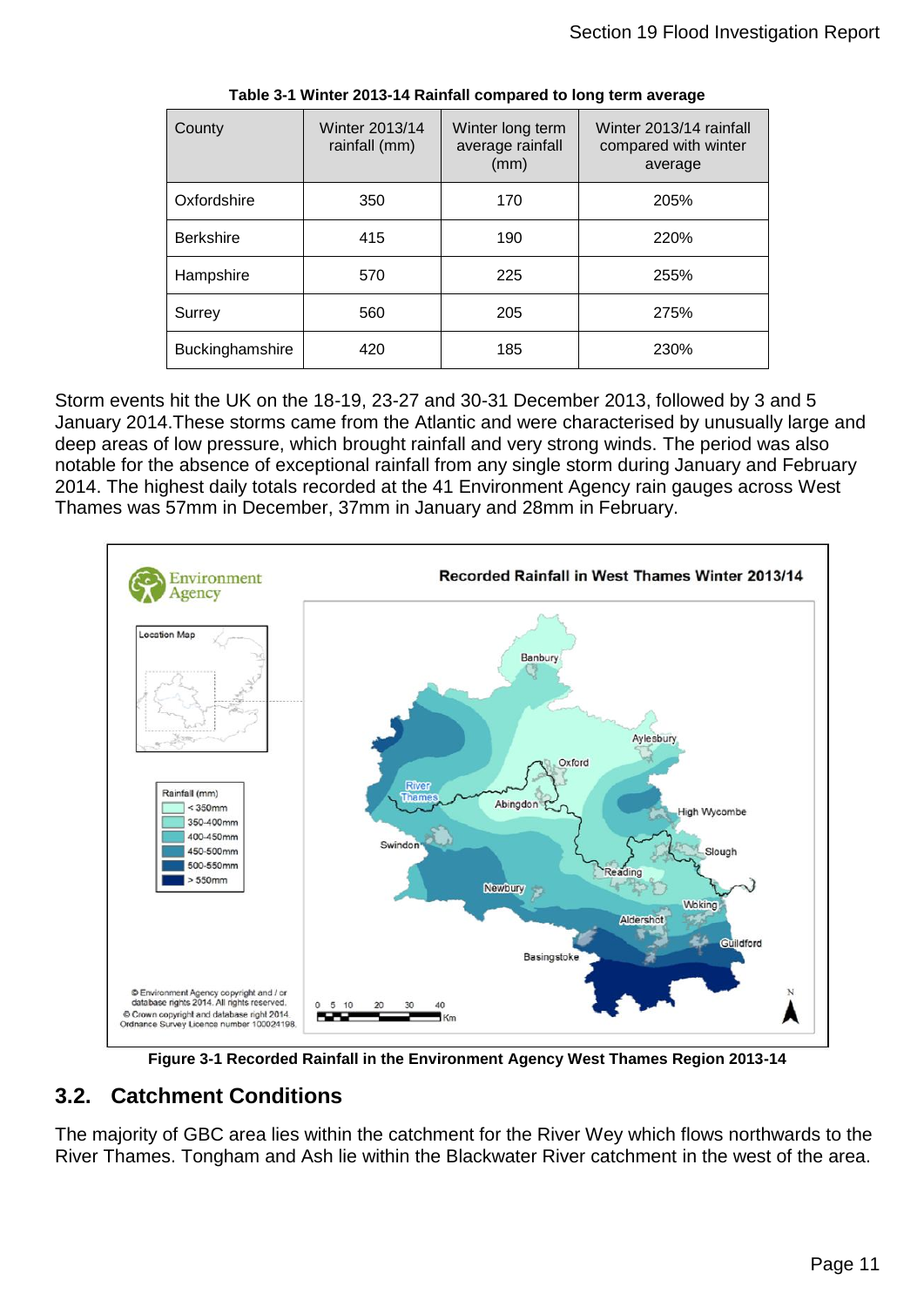**Table 3-1 Winter 2013-14 Rainfall compared to long term average**

| County | Winter 2013/14 rainfall (mm) | Winter long term average rainfall (mm) | Winter 2013/14 rainfall compared with winter average |
|---|---|---|---|
| Oxfordshire | 350 | 170 | 205% |
| Berkshire | 415 | 190 | 220% |
| Hampshire | 570 | 225 | 255% |
| Surrey | 560 | 205 | 275% |
| Buckinghamshire | 420 | 185 | 230% |

Storm events hit the UK on the 18-19, 23-27 and 30-31 December 2013, followed by 3 and 5 January 2014.These storms came from the Atlantic and were characterised by unusually large and deep areas of low pressure, which brought rainfall and very strong winds. The period was also notable for the absence of exceptional rainfall from any single storm during January and February 2014. The highest daily totals recorded at the 41 Environment Agency rain gauges across West Thames was 57mm in December, 37mm in January and 28mm in February.

**Figure 3-1 Recorded Rainfall in the Environment Agency West Thames Region 2013-14**

## 3.2. Catchment Conditions

The majority of GBC area lies within the catchment for the River Wey which flows northwards to the River Thames. Tongham and Ash lie within the Blackwater River catchment in the west of the area.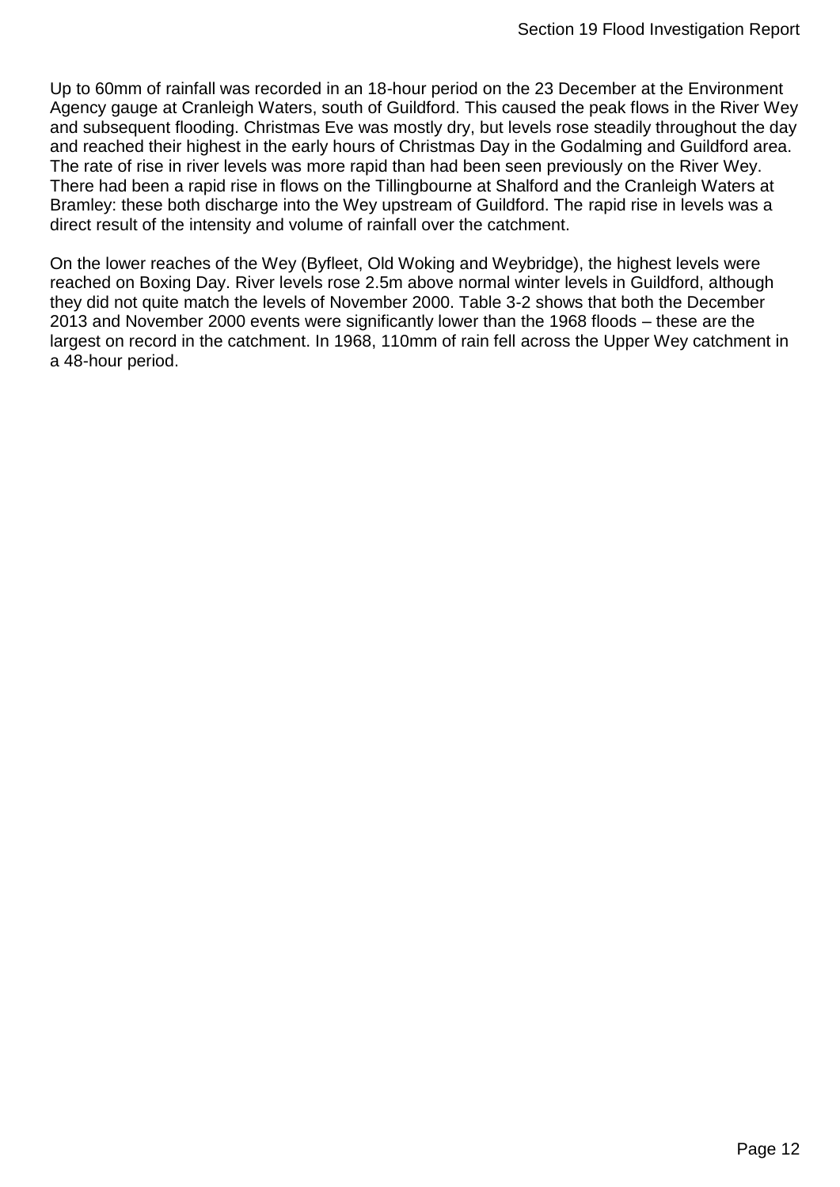Up to 60mm of rainfall was recorded in an 18-hour period on the 23 December at the Environment Agency gauge at Cranleigh Waters, south of Guildford. This caused the peak flows in the River Wey and subsequent flooding. Christmas Eve was mostly dry, but levels rose steadily throughout the day and reached their highest in the early hours of Christmas Day in the Godalming and Guildford area. The rate of rise in river levels was more rapid than had been seen previously on the River Wey. There had been a rapid rise in flows on the Tillingbourne at Shalford and the Cranleigh Waters at Bramley: these both discharge into the Wey upstream of Guildford. The rapid rise in levels was a direct result of the intensity and volume of rainfall over the catchment.

On the lower reaches of the Wey (Byfleet, Old Woking and Weybridge), the highest levels were reached on Boxing Day. River levels rose 2.5m above normal winter levels in Guildford, although they did not quite match the levels of November 2000. Table 3-2 shows that both the December 2013 and November 2000 events were significantly lower than the 1968 floods – these are the largest on record in the catchment. In 1968, 110mm of rain fell across the Upper Wey catchment in a 48-hour period.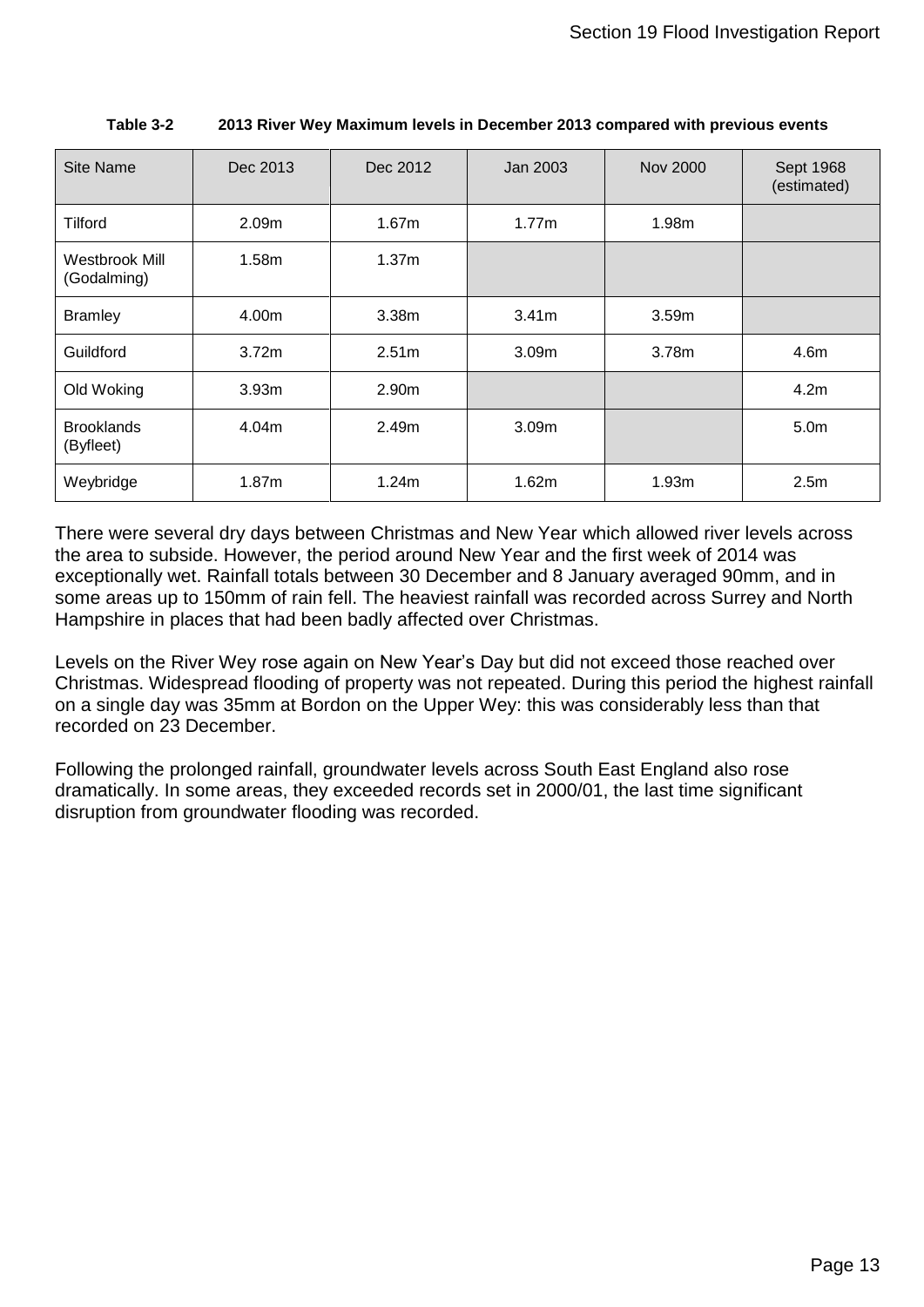**Table 3-2 2013 River Wey Maximum levels in December 2013 compared with previous events**

| Site Name | Dec 2013 | Dec 2012 | Jan 2003 | Nov 2000 | Sept 1968 (estimated) |
|---|---|---|---|---|---|
| Tilford | 2.09m | 1.67m | 1.77m | 1.98m | |
| Westbrook Mill (Godalming) | 1.58m | 1.37m | | | |
| Bramley | 4.00m | 3.38m | 3.41m | 3.59m | |
| Guildford | 3.72m | 2.51m | 3.09m | 3.78m | 4.6m |
| Old Woking | 3.93m | 2.90m | | | 4.2m |
| Brooklands (Byfleet) | 4.04m | 2.49m | 3.09m | | 5.0m |
| Weybridge | 1.87m | 1.24m | 1.62m | 1.93m | 2.5m |

There were several dry days between Christmas and New Year which allowed river levels across the area to subside. However, the period around New Year and the first week of 2014 was exceptionally wet. Rainfall totals between 30 December and 8 January averaged 90mm, and in some areas up to 150mm of rain fell. The heaviest rainfall was recorded across Surrey and North Hampshire in places that had been badly affected over Christmas.

Levels on the River Wey rose again on New Year's Day but did not exceed those reached over Christmas. Widespread flooding of property was not repeated. During this period the highest rainfall on a single day was 35mm at Bordon on the Upper Wey: this was considerably less than that recorded on 23 December.

Following the prolonged rainfall, groundwater levels across South East England also rose dramatically. In some areas, they exceeded records set in 2000/01, the last time significant disruption from groundwater flooding was recorded.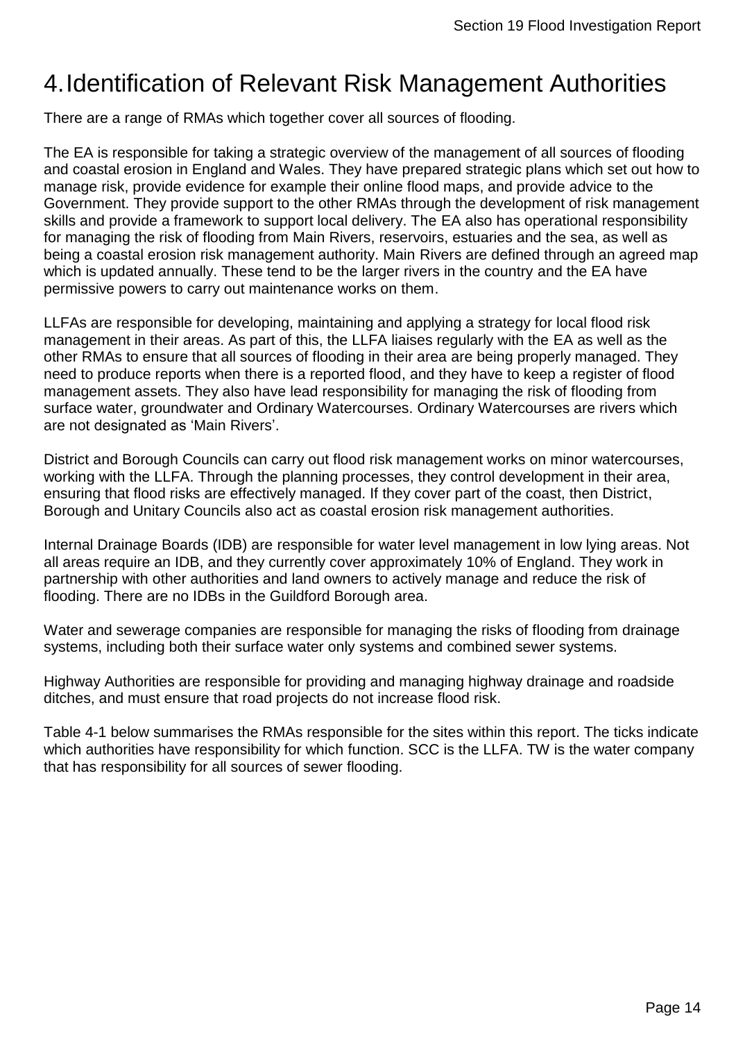# 4. Identification of Relevant Risk Management Authorities

There are a range of RMAs which together cover all sources of flooding.

The EA is responsible for taking a strategic overview of the management of all sources of flooding and coastal erosion in England and Wales. They have prepared strategic plans which set out how to manage risk, provide evidence for example their online flood maps, and provide advice to the Government. They provide support to the other RMAs through the development of risk management skills and provide a framework to support local delivery. The EA also has operational responsibility for managing the risk of flooding from Main Rivers, reservoirs, estuaries and the sea, as well as being a coastal erosion risk management authority. Main Rivers are defined through an agreed map which is updated annually. These tend to be the larger rivers in the country and the EA have permissive powers to carry out maintenance works on them.

LLFAs are responsible for developing, maintaining and applying a strategy for local flood risk management in their areas. As part of this, the LLFA liaises regularly with the EA as well as the other RMAs to ensure that all sources of flooding in their area are being properly managed. They need to produce reports when there is a reported flood, and they have to keep a register of flood management assets. They also have lead responsibility for managing the risk of flooding from surface water, groundwater and Ordinary Watercourses. Ordinary Watercourses are rivers which are not designated as 'Main Rivers'.

District and Borough Councils can carry out flood risk management works on minor watercourses, working with the LLFA. Through the planning processes, they control development in their area, ensuring that flood risks are effectively managed. If they cover part of the coast, then District, Borough and Unitary Councils also act as coastal erosion risk management authorities.

Internal Drainage Boards (IDB) are responsible for water level management in low lying areas. Not all areas require an IDB, and they currently cover approximately 10% of England. They work in partnership with other authorities and land owners to actively manage and reduce the risk of flooding. There are no IDBs in the Guildford Borough area.

Water and sewerage companies are responsible for managing the risks of flooding from drainage systems, including both their surface water only systems and combined sewer systems.

Highway Authorities are responsible for providing and managing highway drainage and roadside ditches, and must ensure that road projects do not increase flood risk.

Table 4-1 below summarises the RMAs responsible for the sites within this report. The ticks indicate which authorities have responsibility for which function. SCC is the LLFA. TW is the water company that has responsibility for all sources of sewer flooding.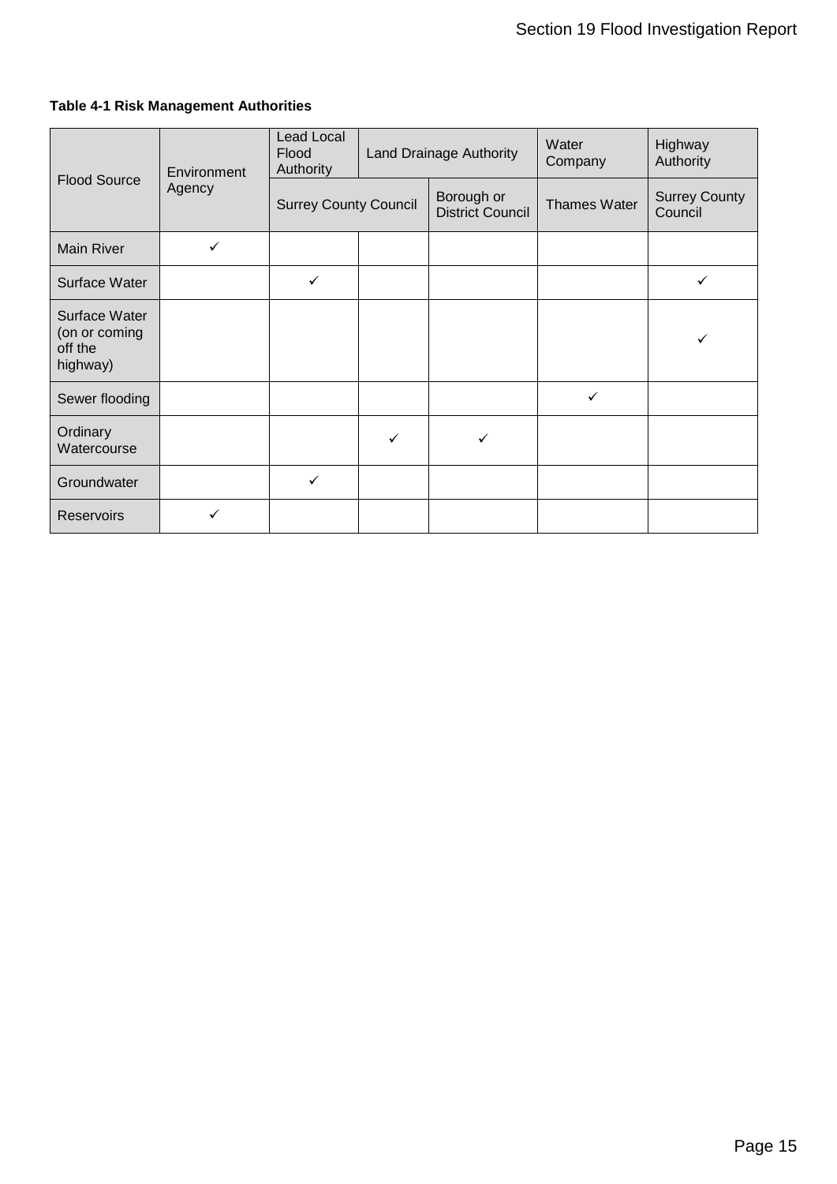**Table 4-1 Risk Management Authorities**

| Flood Source | Environment Agency | Lead Local Flood Authority | Land Drainage Authority | | Water Company | Highway Authority |
|---|---|---|---|---|---|---|
| | | Surrey County Council | | Borough or District Council | Thames Water | Surrey County Council |
| Main River | ✓ | | | | | |
| Surface Water | | ✓ | | | | ✓ |
| Surface Water (on or coming off the highway) | | | | | | ✓ |
| Sewer flooding | | | | | ✓ | |
| Ordinary Watercourse | | | ✓ | ✓ | | |
| Groundwater | | ✓ | | | | |
| Reservoirs | ✓ | | | | | |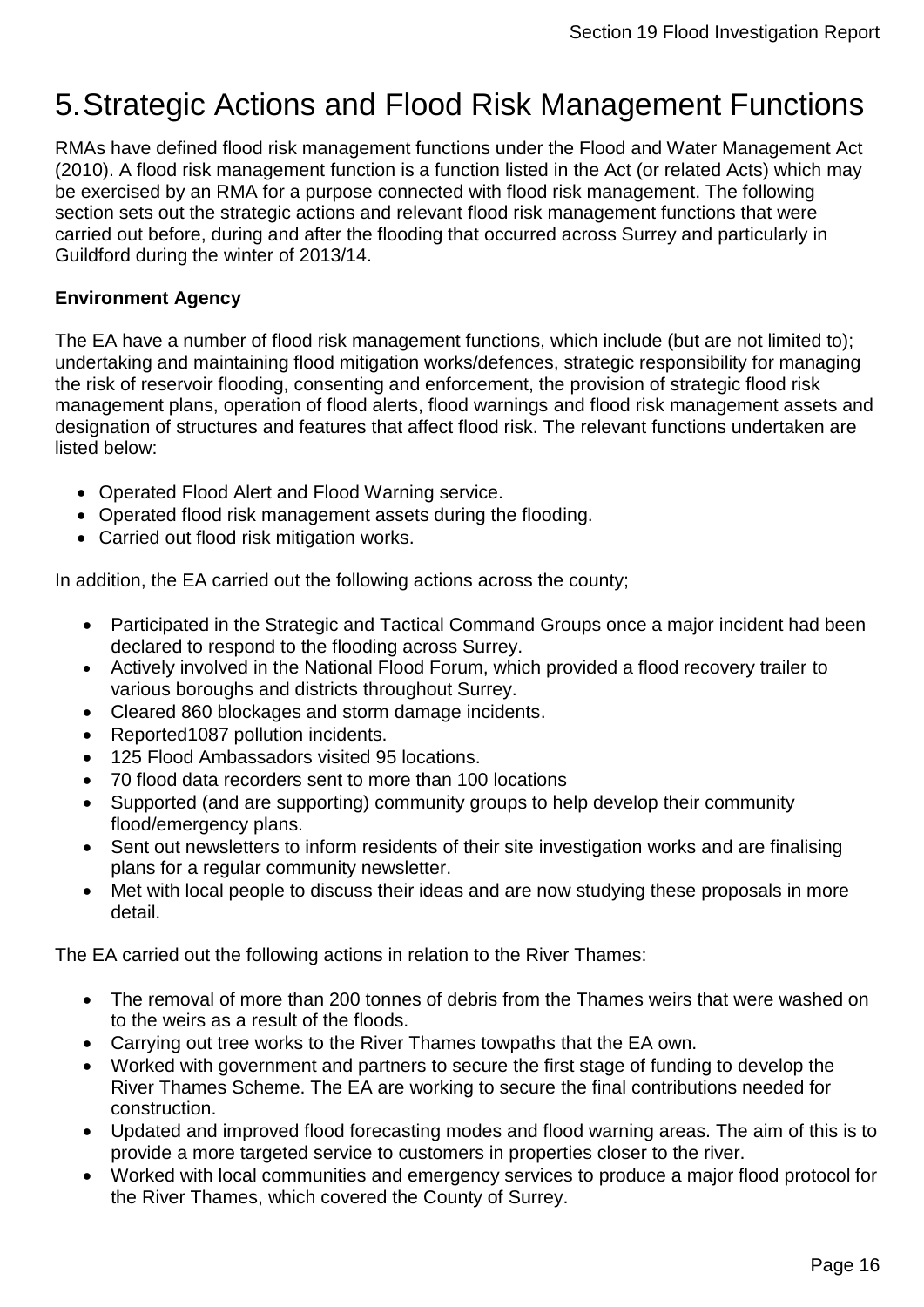# 5. Strategic Actions and Flood Risk Management Functions

RMAs have defined flood risk management functions under the Flood and Water Management Act (2010). A flood risk management function is a function listed in the Act (or related Acts) which may be exercised by an RMA for a purpose connected with flood risk management. The following section sets out the strategic actions and relevant flood risk management functions that were carried out before, during and after the flooding that occurred across Surrey and particularly in Guildford during the winter of 2013/14.

**Environment Agency**

The EA have a number of flood risk management functions, which include (but are not limited to); undertaking and maintaining flood mitigation works/defences, strategic responsibility for managing the risk of reservoir flooding, consenting and enforcement, the provision of strategic flood risk management plans, operation of flood alerts, flood warnings and flood risk management assets and designation of structures and features that affect flood risk. The relevant functions undertaken are listed below:

- Operated Flood Alert and Flood Warning service.
- Operated flood risk management assets during the flooding.
- Carried out flood risk mitigation works.

In addition, the EA carried out the following actions across the county;

- Participated in the Strategic and Tactical Command Groups once a major incident had been declared to respond to the flooding across Surrey.
- Actively involved in the National Flood Forum, which provided a flood recovery trailer to various boroughs and districts throughout Surrey.
- Cleared 860 blockages and storm damage incidents.
- Reported1087 pollution incidents.
- 125 Flood Ambassadors visited 95 locations.
- 70 flood data recorders sent to more than 100 locations
- Supported (and are supporting) community groups to help develop their community flood/emergency plans.
- Sent out newsletters to inform residents of their site investigation works and are finalising plans for a regular community newsletter.
- Met with local people to discuss their ideas and are now studying these proposals in more detail.

The EA carried out the following actions in relation to the River Thames:

- The removal of more than 200 tonnes of debris from the Thames weirs that were washed on to the weirs as a result of the floods.
- Carrying out tree works to the River Thames towpaths that the EA own.
- Worked with government and partners to secure the first stage of funding to develop the River Thames Scheme. The EA are working to secure the final contributions needed for construction.
- Updated and improved flood forecasting modes and flood warning areas. The aim of this is to provide a more targeted service to customers in properties closer to the river.
- Worked with local communities and emergency services to produce a major flood protocol for the River Thames, which covered the County of Surrey.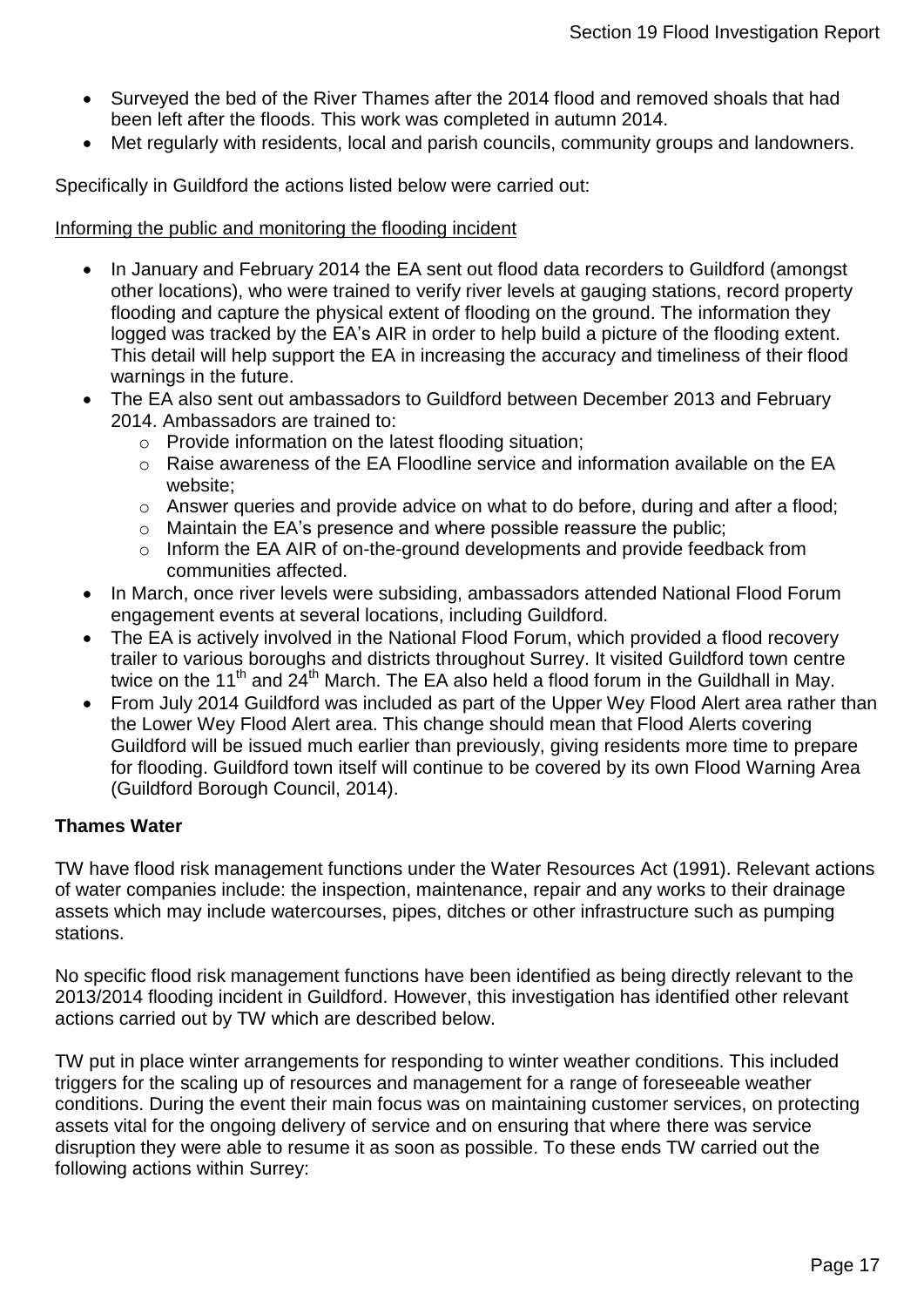- Surveyed the bed of the River Thames after the 2014 flood and removed shoals that had been left after the floods. This work was completed in autumn 2014.
- Met regularly with residents, local and parish councils, community groups and landowners.

Specifically in Guildford the actions listed below were carried out:

Informing the public and monitoring the flooding incident

- In January and February 2014 the EA sent out flood data recorders to Guildford (amongst other locations), who were trained to verify river levels at gauging stations, record property flooding and capture the physical extent of flooding on the ground. The information they logged was tracked by the EA's AIR in order to help build a picture of the flooding extent. This detail will help support the EA in increasing the accuracy and timeliness of their flood warnings in the future.
- The EA also sent out ambassadors to Guildford between December 2013 and February 2014. Ambassadors are trained to:
    - Provide information on the latest flooding situation;
    - Raise awareness of the EA Floodline service and information available on the EA website;
    - Answer queries and provide advice on what to do before, during and after a flood;
    - Maintain the EA's presence and where possible reassure the public;
    - Inform the EA AIR of on-the-ground developments and provide feedback from communities affected.
- In March, once river levels were subsiding, ambassadors attended National Flood Forum engagement events at several locations, including Guildford.
- The EA is actively involved in the National Flood Forum, which provided a flood recovery trailer to various boroughs and districts throughout Surrey. It visited Guildford town centre twice on the 11th and 24th March. The EA also held a flood forum in the Guildhall in May.
- From July 2014 Guildford was included as part of the Upper Wey Flood Alert area rather than the Lower Wey Flood Alert area. This change should mean that Flood Alerts covering Guildford will be issued much earlier than previously, giving residents more time to prepare for flooding. Guildford town itself will continue to be covered by its own Flood Warning Area (Guildford Borough Council, 2014).

**Thames Water**

TW have flood risk management functions under the Water Resources Act (1991). Relevant actions of water companies include: the inspection, maintenance, repair and any works to their drainage assets which may include watercourses, pipes, ditches or other infrastructure such as pumping stations.

No specific flood risk management functions have been identified as being directly relevant to the 2013/2014 flooding incident in Guildford. However, this investigation has identified other relevant actions carried out by TW which are described below.

TW put in place winter arrangements for responding to winter weather conditions. This included triggers for the scaling up of resources and management for a range of foreseeable weather conditions. During the event their main focus was on maintaining customer services, on protecting assets vital for the ongoing delivery of service and on ensuring that where there was service disruption they were able to resume it as soon as possible. To these ends TW carried out the following actions within Surrey: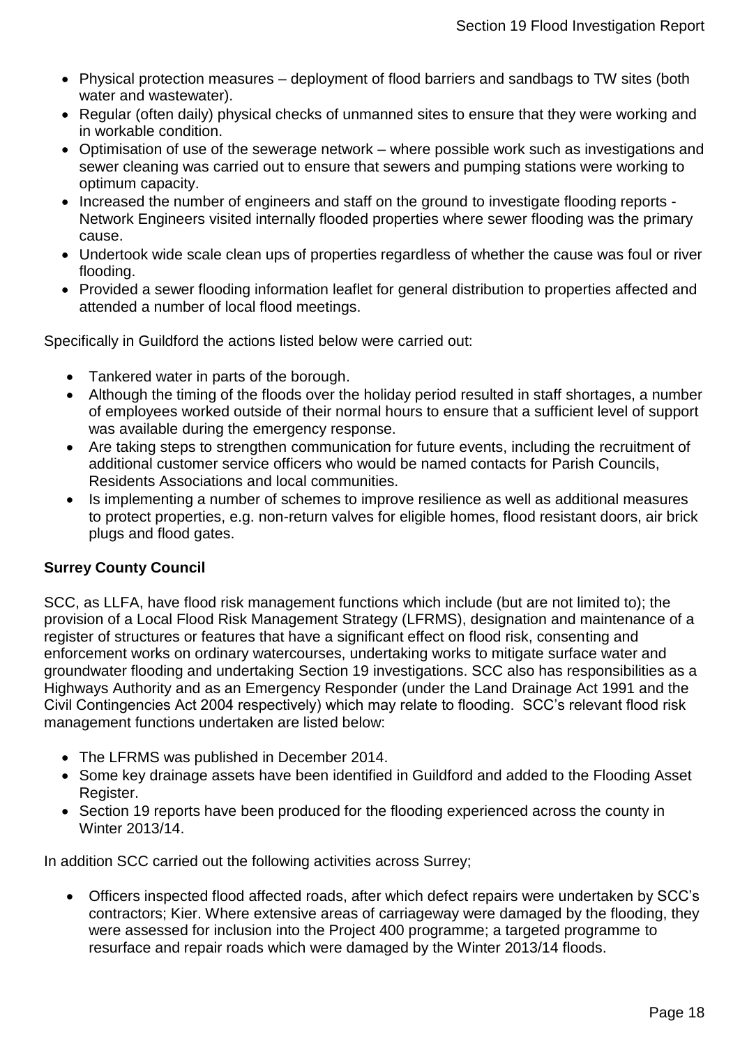- Physical protection measures – deployment of flood barriers and sandbags to TW sites (both water and wastewater).
- Regular (often daily) physical checks of unmanned sites to ensure that they were working and in workable condition.
- Optimisation of use of the sewerage network – where possible work such as investigations and sewer cleaning was carried out to ensure that sewers and pumping stations were working to optimum capacity.
- Increased the number of engineers and staff on the ground to investigate flooding reports - Network Engineers visited internally flooded properties where sewer flooding was the primary cause.
- Undertook wide scale clean ups of properties regardless of whether the cause was foul or river flooding.
- Provided a sewer flooding information leaflet for general distribution to properties affected and attended a number of local flood meetings.

Specifically in Guildford the actions listed below were carried out:

- Tankered water in parts of the borough.
- Although the timing of the floods over the holiday period resulted in staff shortages, a number of employees worked outside of their normal hours to ensure that a sufficient level of support was available during the emergency response.
- Are taking steps to strengthen communication for future events, including the recruitment of additional customer service officers who would be named contacts for Parish Councils, Residents Associations and local communities.
- Is implementing a number of schemes to improve resilience as well as additional measures to protect properties, e.g. non-return valves for eligible homes, flood resistant doors, air brick plugs and flood gates.

**Surrey County Council**

SCC, as LLFA, have flood risk management functions which include (but are not limited to); the provision of a Local Flood Risk Management Strategy (LFRMS), designation and maintenance of a register of structures or features that have a significant effect on flood risk, consenting and enforcement works on ordinary watercourses, undertaking works to mitigate surface water and groundwater flooding and undertaking Section 19 investigations. SCC also has responsibilities as a Highways Authority and as an Emergency Responder (under the Land Drainage Act 1991 and the Civil Contingencies Act 2004 respectively) which may relate to flooding. SCC's relevant flood risk management functions undertaken are listed below:

- The LFRMS was published in December 2014.
- Some key drainage assets have been identified in Guildford and added to the Flooding Asset Register.
- Section 19 reports have been produced for the flooding experienced across the county in Winter 2013/14.

In addition SCC carried out the following activities across Surrey;

- Officers inspected flood affected roads, after which defect repairs were undertaken by SCC's contractors; Kier. Where extensive areas of carriageway were damaged by the flooding, they were assessed for inclusion into the Project 400 programme; a targeted programme to resurface and repair roads which were damaged by the Winter 2013/14 floods.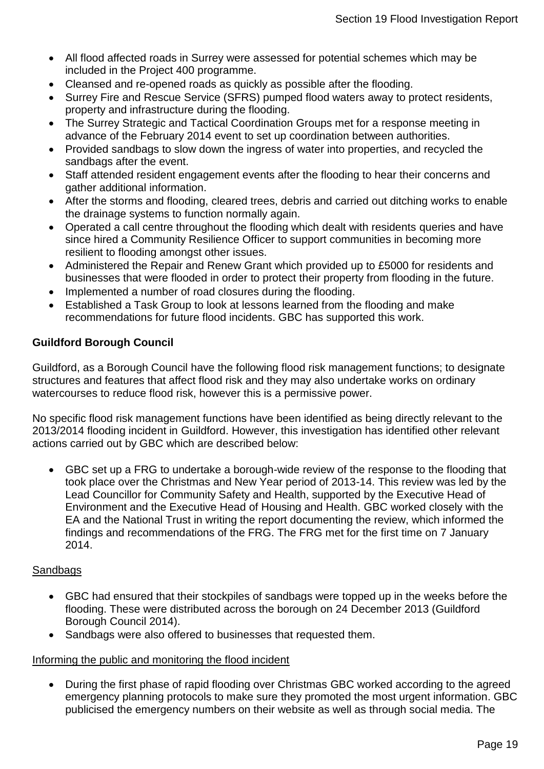- All flood affected roads in Surrey were assessed for potential schemes which may be included in the Project 400 programme.
- Cleansed and re-opened roads as quickly as possible after the flooding.
- Surrey Fire and Rescue Service (SFRS) pumped flood waters away to protect residents, property and infrastructure during the flooding.
- The Surrey Strategic and Tactical Coordination Groups met for a response meeting in advance of the February 2014 event to set up coordination between authorities.
- Provided sandbags to slow down the ingress of water into properties, and recycled the sandbags after the event.
- Staff attended resident engagement events after the flooding to hear their concerns and gather additional information.
- After the storms and flooding, cleared trees, debris and carried out ditching works to enable the drainage systems to function normally again.
- Operated a call centre throughout the flooding which dealt with residents queries and have since hired a Community Resilience Officer to support communities in becoming more resilient to flooding amongst other issues.
- Administered the Repair and Renew Grant which provided up to £5000 for residents and businesses that were flooded in order to protect their property from flooding in the future.
- Implemented a number of road closures during the flooding.
- Established a Task Group to look at lessons learned from the flooding and make recommendations for future flood incidents. GBC has supported this work.

**Guildford Borough Council**

Guildford, as a Borough Council have the following flood risk management functions; to designate structures and features that affect flood risk and they may also undertake works on ordinary watercourses to reduce flood risk, however this is a permissive power.

No specific flood risk management functions have been identified as being directly relevant to the 2013/2014 flooding incident in Guildford. However, this investigation has identified other relevant actions carried out by GBC which are described below:

- GBC set up a FRG to undertake a borough-wide review of the response to the flooding that took place over the Christmas and New Year period of 2013-14. This review was led by the Lead Councillor for Community Safety and Health, supported by the Executive Head of Environment and the Executive Head of Housing and Health. GBC worked closely with the EA and the National Trust in writing the report documenting the review, which informed the findings and recommendations of the FRG. The FRG met for the first time on 7 January 2014.

<u>Sandbags</u>

- GBC had ensured that their stockpiles of sandbags were topped up in the weeks before the flooding. These were distributed across the borough on 24 December 2013 (Guildford Borough Council 2014).
- Sandbags were also offered to businesses that requested them.

<u>Informing the public and monitoring the flood incident</u>

- During the first phase of rapid flooding over Christmas GBC worked according to the agreed emergency planning protocols to make sure they promoted the most urgent information. GBC publicised the emergency numbers on their website as well as through social media. The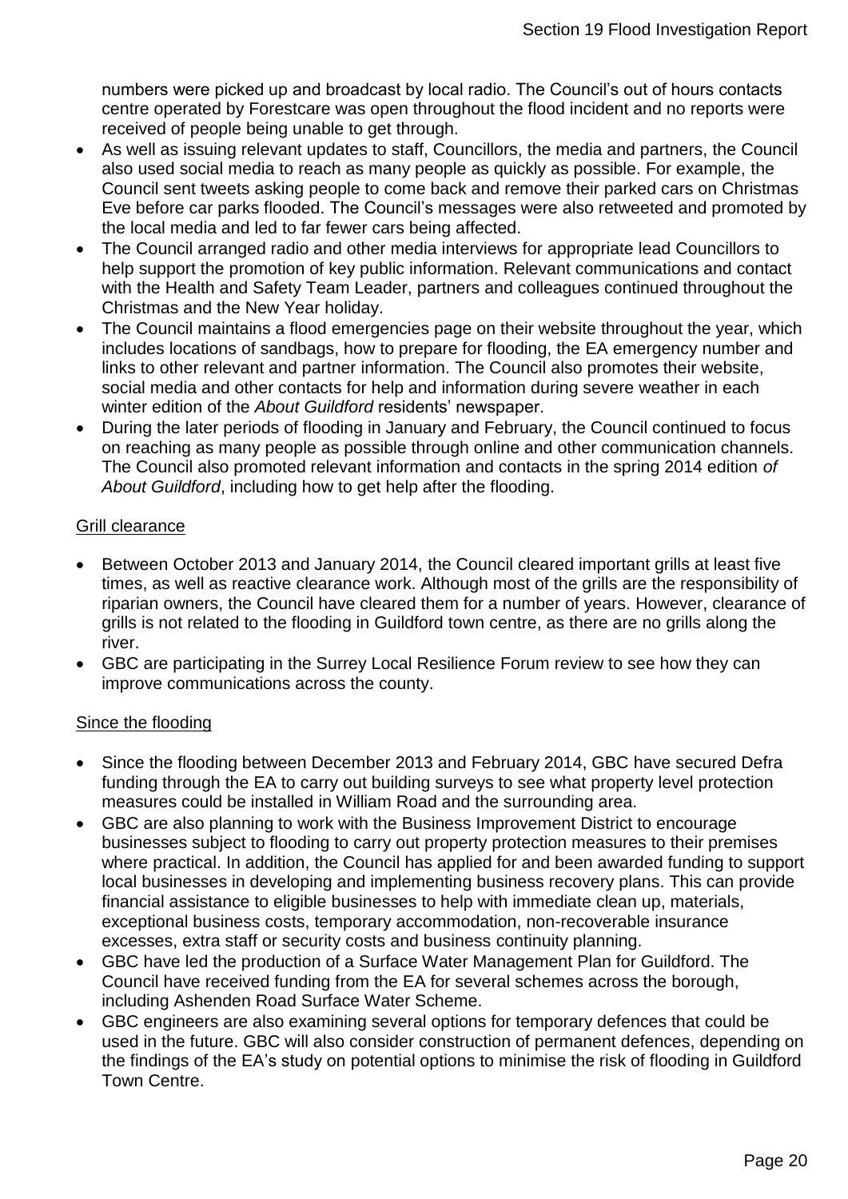numbers were picked up and broadcast by local radio. The Council's out of hours contacts centre operated by Forestcare was open throughout the flood incident and no reports were received of people being unable to get through.

- As well as issuing relevant updates to staff, Councillors, the media and partners, the Council also used social media to reach as many people as quickly as possible. For example, the Council sent tweets asking people to come back and remove their parked cars on Christmas Eve before car parks flooded. The Council's messages were also retweeted and promoted by the local media and led to far fewer cars being affected.
- The Council arranged radio and other media interviews for appropriate lead Councillors to help support the promotion of key public information. Relevant communications and contact with the Health and Safety Team Leader, partners and colleagues continued throughout the Christmas and the New Year holiday.
- The Council maintains a flood emergencies page on their website throughout the year, which includes locations of sandbags, how to prepare for flooding, the EA emergency number and links to other relevant and partner information. The Council also promotes their website, social media and other contacts for help and information during severe weather in each winter edition of the *About Guildford* residents' newspaper.
- During the later periods of flooding in January and February, the Council continued to focus on reaching as many people as possible through online and other communication channels. The Council also promoted relevant information and contacts in the spring 2014 edition *of About Guildford*, including how to get help after the flooding.

<u>Grill clearance</u>

- Between October 2013 and January 2014, the Council cleared important grills at least five times, as well as reactive clearance work. Although most of the grills are the responsibility of riparian owners, the Council have cleared them for a number of years. However, clearance of grills is not related to the flooding in Guildford town centre, as there are no grills along the river.
- GBC are participating in the Surrey Local Resilience Forum review to see how they can improve communications across the county.

<u>Since the flooding</u>

- Since the flooding between December 2013 and February 2014, GBC have secured Defra funding through the EA to carry out building surveys to see what property level protection measures could be installed in William Road and the surrounding area.
- GBC are also planning to work with the Business Improvement District to encourage businesses subject to flooding to carry out property protection measures to their premises where practical. In addition, the Council has applied for and been awarded funding to support local businesses in developing and implementing business recovery plans. This can provide financial assistance to eligible businesses to help with immediate clean up, materials, exceptional business costs, temporary accommodation, non-recoverable insurance excesses, extra staff or security costs and business continuity planning.
- GBC have led the production of a Surface Water Management Plan for Guildford. The Council have received funding from the EA for several schemes across the borough, including Ashenden Road Surface Water Scheme.
- GBC engineers are also examining several options for temporary defences that could be used in the future. GBC will also consider construction of permanent defences, depending on the findings of the EA's study on potential options to minimise the risk of flooding in Guildford Town Centre.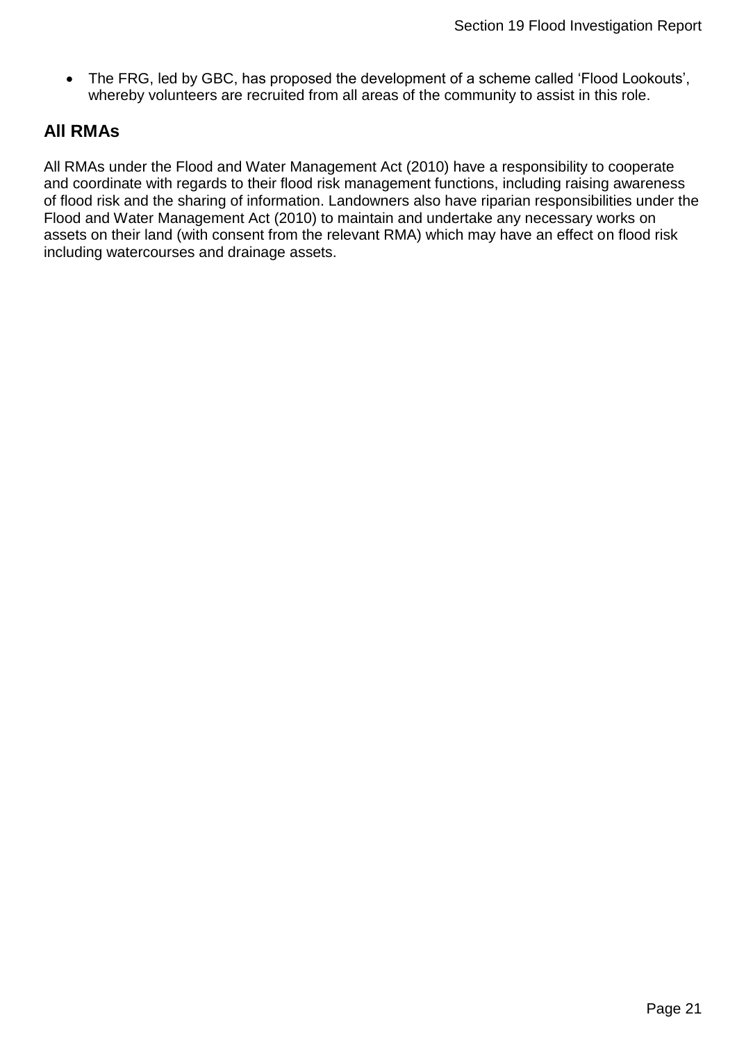- The FRG, led by GBC, has proposed the development of a scheme called ‘Flood Lookouts’, whereby volunteers are recruited from all areas of the community to assist in this role.

## All RMAs

All RMAs under the Flood and Water Management Act (2010) have a responsibility to cooperate and coordinate with regards to their flood risk management functions, including raising awareness of flood risk and the sharing of information. Landowners also have riparian responsibilities under the Flood and Water Management Act (2010) to maintain and undertake any necessary works on assets on their land (with consent from the relevant RMA) which may have an effect on flood risk including watercourses and drainage assets.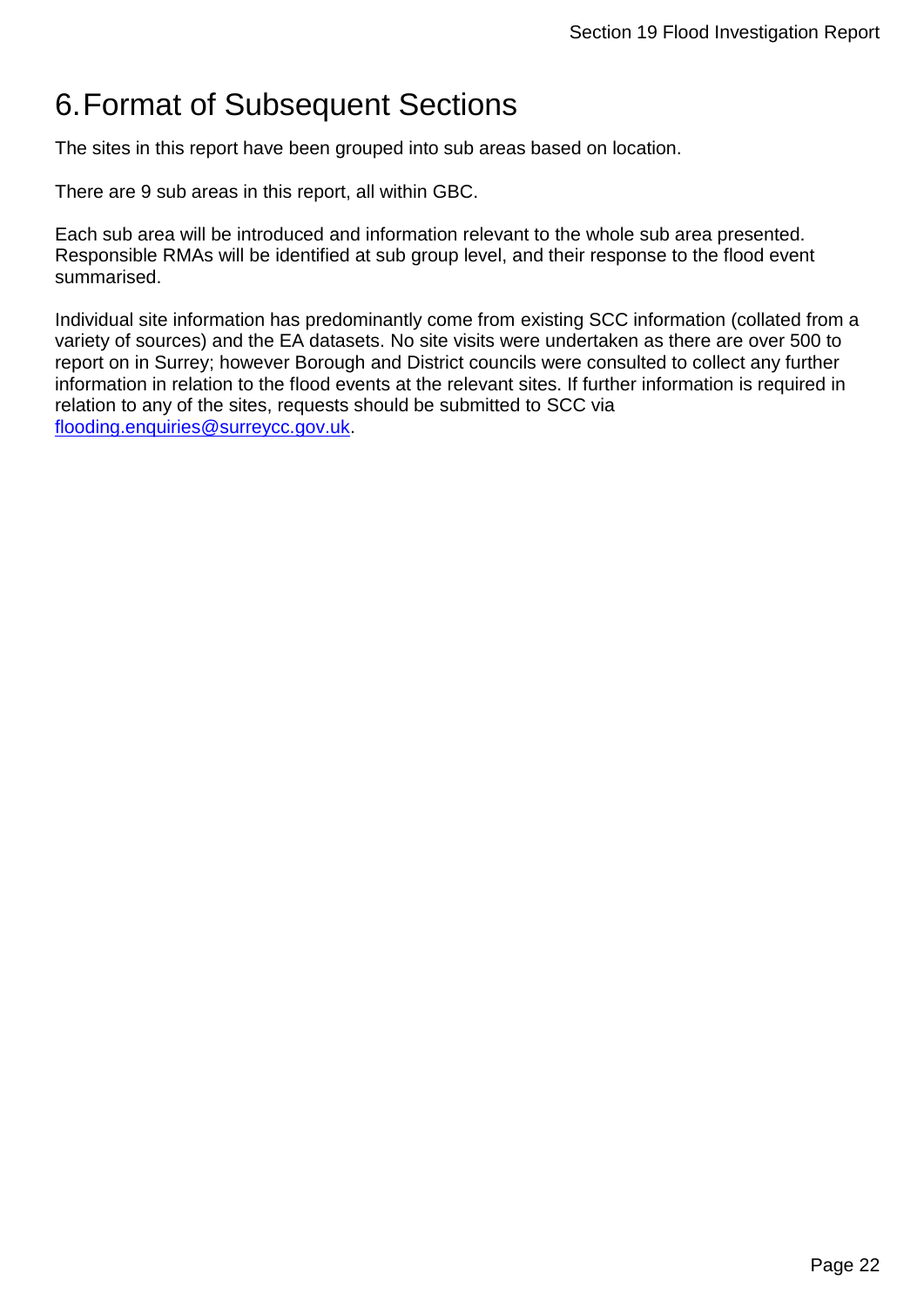# 6. Format of Subsequent Sections

The sites in this report have been grouped into sub areas based on location.

There are 9 sub areas in this report, all within GBC.

Each sub area will be introduced and information relevant to the whole sub area presented. Responsible RMAs will be identified at sub group level, and their response to the flood event summarised.

Individual site information has predominantly come from existing SCC information (collated from a variety of sources) and the EA datasets. No site visits were undertaken as there are over 500 to report on in Surrey; however Borough and District councils were consulted to collect any further information in relation to the flood events at the relevant sites. If further information is required in relation to any of the sites, requests should be submitted to SCC via [flooding.enquiries@surreycc.gov.uk](mailto:flooding.enquiries@surreycc.gov.uk).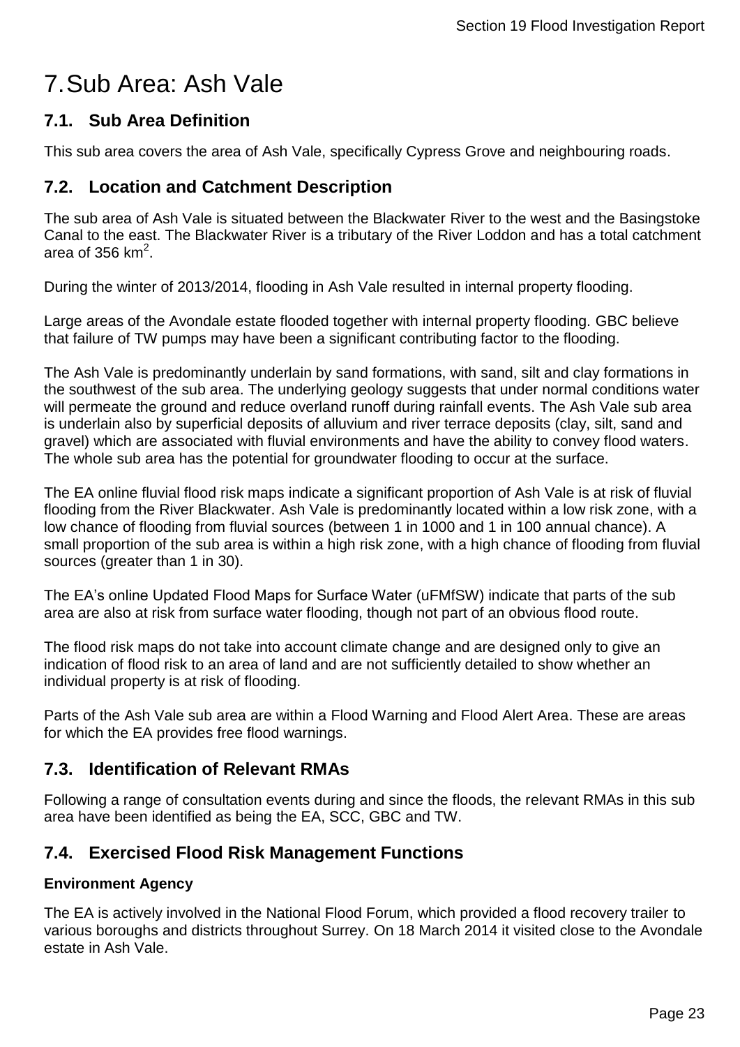# 7. Sub Area: Ash Vale

## 7.1. Sub Area Definition

This sub area covers the area of Ash Vale, specifically Cypress Grove and neighbouring roads.

## 7.2. Location and Catchment Description

The sub area of Ash Vale is situated between the Blackwater River to the west and the Basingstoke Canal to the east. The Blackwater River is a tributary of the River Loddon and has a total catchment area of 356 $km^2$.

During the winter of 2013/2014, flooding in Ash Vale resulted in internal property flooding.

Large areas of the Avondale estate flooded together with internal property flooding. GBC believe that failure of TW pumps may have been a significant contributing factor to the flooding.

The Ash Vale is predominantly underlain by sand formations, with sand, silt and clay formations in the southwest of the sub area. The underlying geology suggests that under normal conditions water will permeate the ground and reduce overland runoff during rainfall events. The Ash Vale sub area is underlain also by superficial deposits of alluvium and river terrace deposits (clay, silt, sand and gravel) which are associated with fluvial environments and have the ability to convey flood waters. The whole sub area has the potential for groundwater flooding to occur at the surface.

The EA online fluvial flood risk maps indicate a significant proportion of Ash Vale is at risk of fluvial flooding from the River Blackwater. Ash Vale is predominantly located within a low risk zone, with a low chance of flooding from fluvial sources (between 1 in 1000 and 1 in 100 annual chance). A small proportion of the sub area is within a high risk zone, with a high chance of flooding from fluvial sources (greater than 1 in 30).

The EA's online Updated Flood Maps for Surface Water (uFMfSW) indicate that parts of the sub area are also at risk from surface water flooding, though not part of an obvious flood route.

The flood risk maps do not take into account climate change and are designed only to give an indication of flood risk to an area of land and are not sufficiently detailed to show whether an individual property is at risk of flooding.

Parts of the Ash Vale sub area are within a Flood Warning and Flood Alert Area. These are areas for which the EA provides free flood warnings.

## 7.3. Identification of Relevant RMAs

Following a range of consultation events during and since the floods, the relevant RMAs in this sub area have been identified as being the EA, SCC, GBC and TW.

## 7.4. Exercised Flood Risk Management Functions

**Environment Agency**

The EA is actively involved in the National Flood Forum, which provided a flood recovery trailer to various boroughs and districts throughout Surrey. On 18 March 2014 it visited close to the Avondale estate in Ash Vale.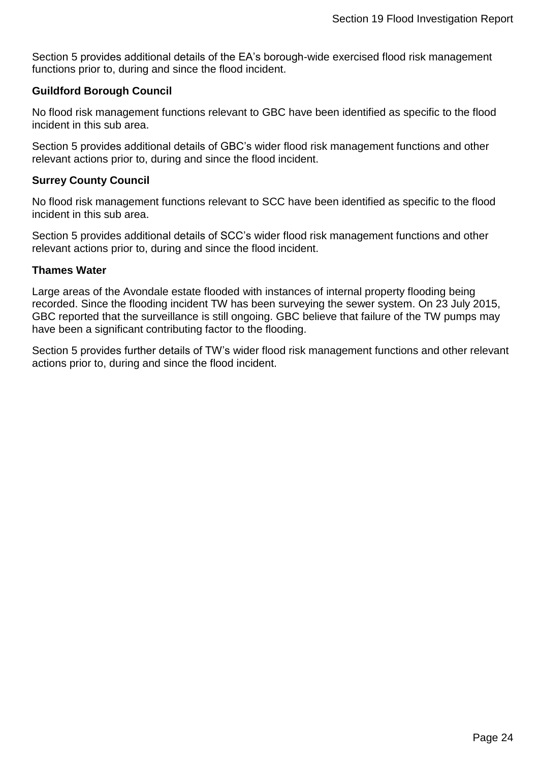Section 5 provides additional details of the EA's borough-wide exercised flood risk management functions prior to, during and since the flood incident.

**Guildford Borough Council**

No flood risk management functions relevant to GBC have been identified as specific to the flood incident in this sub area.

Section 5 provides additional details of GBC's wider flood risk management functions and other relevant actions prior to, during and since the flood incident.

**Surrey County Council**

No flood risk management functions relevant to SCC have been identified as specific to the flood incident in this sub area.

Section 5 provides additional details of SCC's wider flood risk management functions and other relevant actions prior to, during and since the flood incident.

**Thames Water**

Large areas of the Avondale estate flooded with instances of internal property flooding being recorded. Since the flooding incident TW has been surveying the sewer system. On 23 July 2015, GBC reported that the surveillance is still ongoing. GBC believe that failure of the TW pumps may have been a significant contributing factor to the flooding.

Section 5 provides further details of TW's wider flood risk management functions and other relevant actions prior to, during and since the flood incident.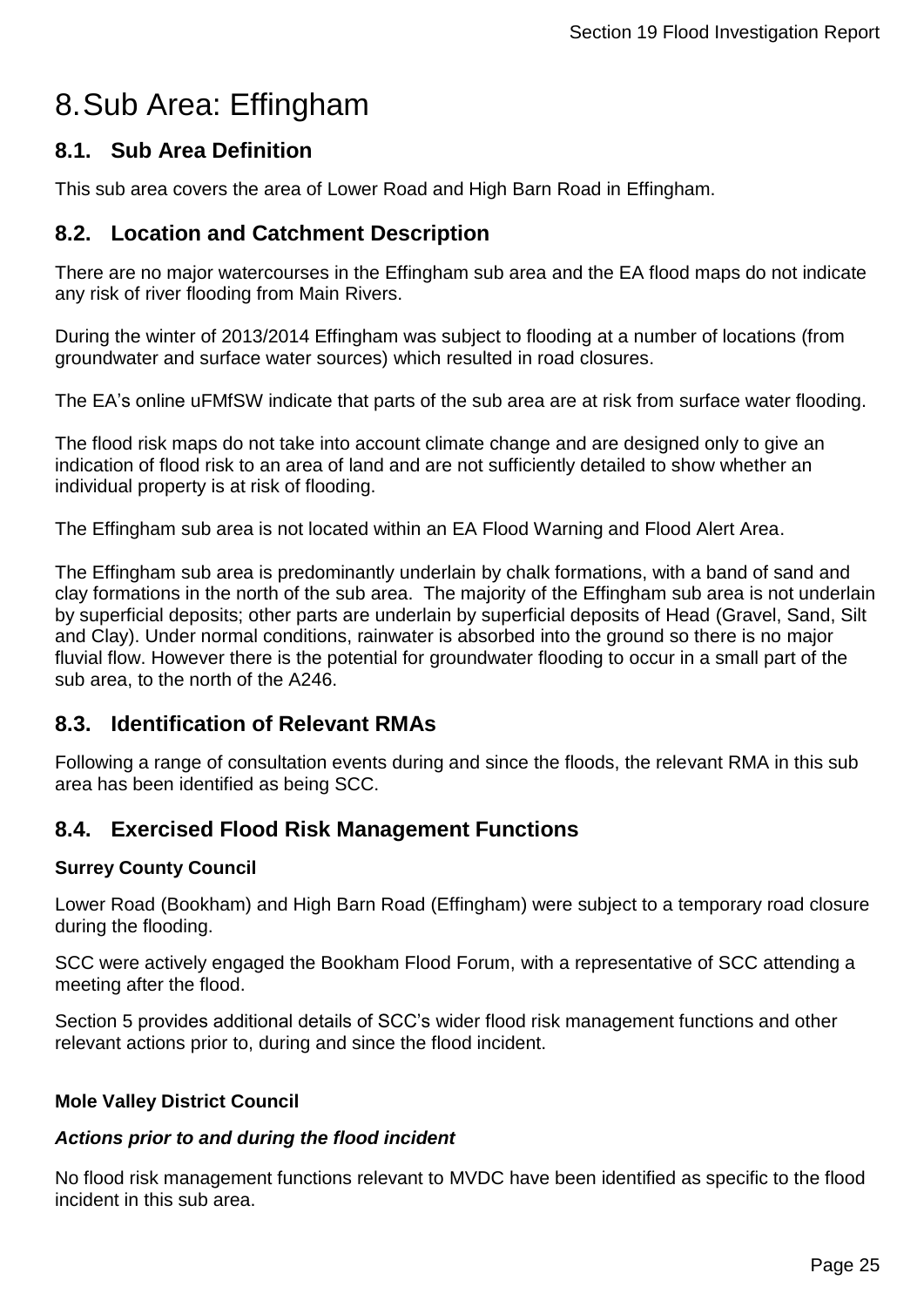# 8. Sub Area: Effingham

## 8.1. Sub Area Definition

This sub area covers the area of Lower Road and High Barn Road in Effingham.

## 8.2. Location and Catchment Description

There are no major watercourses in the Effingham sub area and the EA flood maps do not indicate any risk of river flooding from Main Rivers.

During the winter of 2013/2014 Effingham was subject to flooding at a number of locations (from groundwater and surface water sources) which resulted in road closures.

The EA's online uFMfSW indicate that parts of the sub area are at risk from surface water flooding.

The flood risk maps do not take into account climate change and are designed only to give an indication of flood risk to an area of land and are not sufficiently detailed to show whether an individual property is at risk of flooding.

The Effingham sub area is not located within an EA Flood Warning and Flood Alert Area.

The Effingham sub area is predominantly underlain by chalk formations, with a band of sand and clay formations in the north of the sub area. The majority of the Effingham sub area is not underlain by superficial deposits; other parts are underlain by superficial deposits of Head (Gravel, Sand, Silt and Clay). Under normal conditions, rainwater is absorbed into the ground so there is no major fluvial flow. However there is the potential for groundwater flooding to occur in a small part of the sub area, to the north of the A246.

## 8.3. Identification of Relevant RMAs

Following a range of consultation events during and since the floods, the relevant RMA in this sub area has been identified as being SCC.

## 8.4. Exercised Flood Risk Management Functions

**Surrey County Council**

Lower Road (Bookham) and High Barn Road (Effingham) were subject to a temporary road closure during the flooding.

SCC were actively engaged the Bookham Flood Forum, with a representative of SCC attending a meeting after the flood.

Section 5 provides additional details of SCC's wider flood risk management functions and other relevant actions prior to, during and since the flood incident.

**Mole Valley District Council**

***Actions prior to and during the flood incident***

No flood risk management functions relevant to MVDC have been identified as specific to the flood incident in this sub area.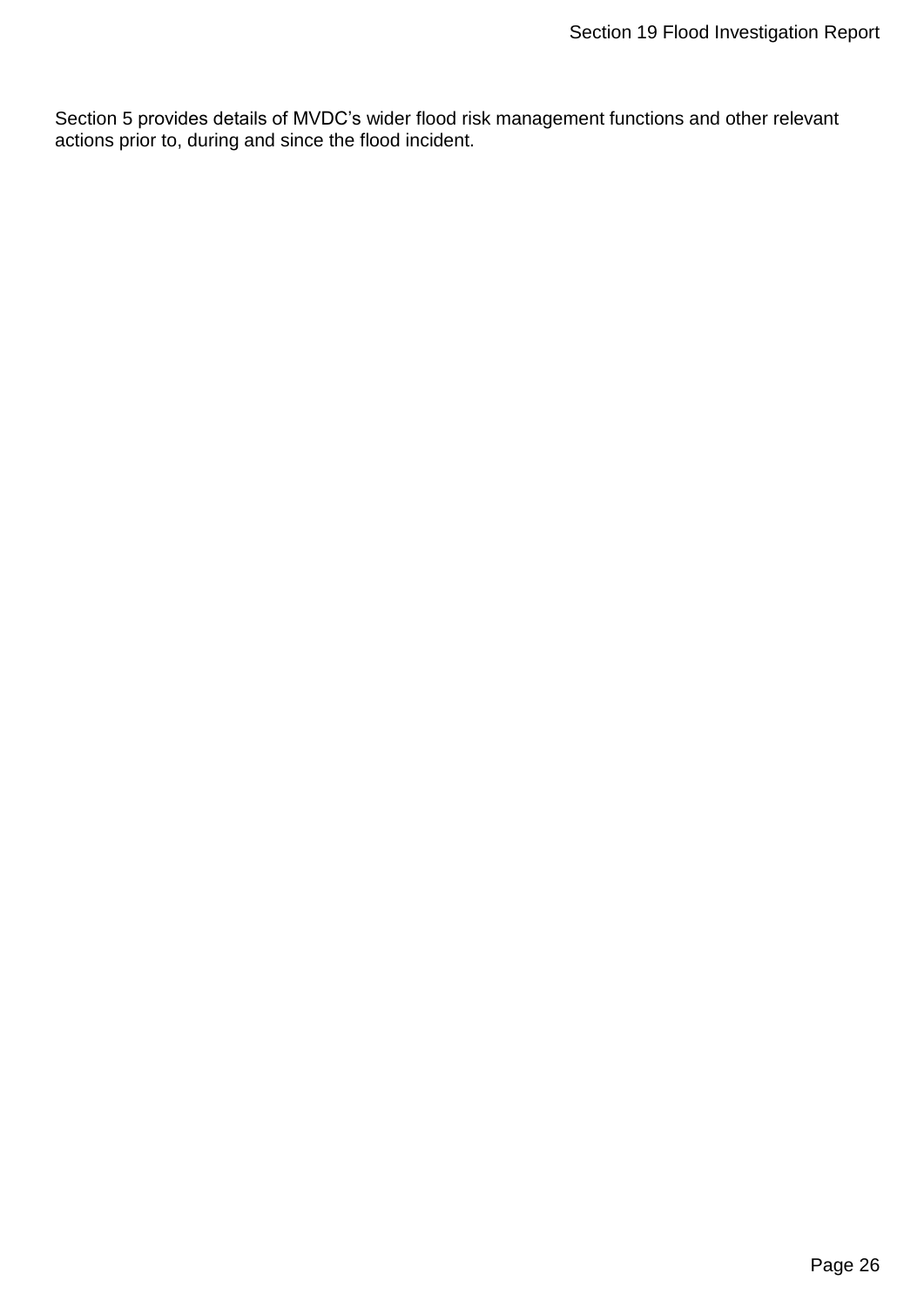Section 5 provides details of MVDC's wider flood risk management functions and other relevant actions prior to, during and since the flood incident.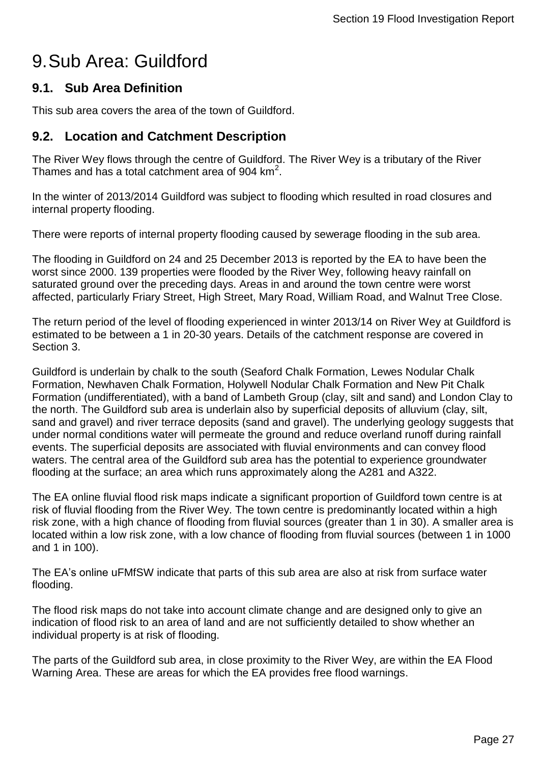# 9. Sub Area: Guildford

## 9.1. Sub Area Definition

This sub area covers the area of the town of Guildford.

## 9.2. Location and Catchment Description

The River Wey flows through the centre of Guildford. The River Wey is a tributary of the River Thames and has a total catchment area of 904 km$^2$.

In the winter of 2013/2014 Guildford was subject to flooding which resulted in road closures and internal property flooding.

There were reports of internal property flooding caused by sewerage flooding in the sub area.

The flooding in Guildford on 24 and 25 December 2013 is reported by the EA to have been the worst since 2000. 139 properties were flooded by the River Wey, following heavy rainfall on saturated ground over the preceding days. Areas in and around the town centre were worst affected, particularly Friary Street, High Street, Mary Road, William Road, and Walnut Tree Close.

The return period of the level of flooding experienced in winter 2013/14 on River Wey at Guildford is estimated to be between a 1 in 20-30 years. Details of the catchment response are covered in Section 3.

Guildford is underlain by chalk to the south (Seaford Chalk Formation, Lewes Nodular Chalk Formation, Newhaven Chalk Formation, Holywell Nodular Chalk Formation and New Pit Chalk Formation (undifferentiated), with a band of Lambeth Group (clay, silt and sand) and London Clay to the north. The Guildford sub area is underlain also by superficial deposits of alluvium (clay, silt, sand and gravel) and river terrace deposits (sand and gravel). The underlying geology suggests that under normal conditions water will permeate the ground and reduce overland runoff during rainfall events. The superficial deposits are associated with fluvial environments and can convey flood waters. The central area of the Guildford sub area has the potential to experience groundwater flooding at the surface; an area which runs approximately along the A281 and A322.

The EA online fluvial flood risk maps indicate a significant proportion of Guildford town centre is at risk of fluvial flooding from the River Wey. The town centre is predominantly located within a high risk zone, with a high chance of flooding from fluvial sources (greater than 1 in 30). A smaller area is located within a low risk zone, with a low chance of flooding from fluvial sources (between 1 in 1000 and 1 in 100).

The EA's online uFMfSW indicate that parts of this sub area are also at risk from surface water flooding.

The flood risk maps do not take into account climate change and are designed only to give an indication of flood risk to an area of land and are not sufficiently detailed to show whether an individual property is at risk of flooding.

The parts of the Guildford sub area, in close proximity to the River Wey, are within the EA Flood Warning Area. These are areas for which the EA provides free flood warnings.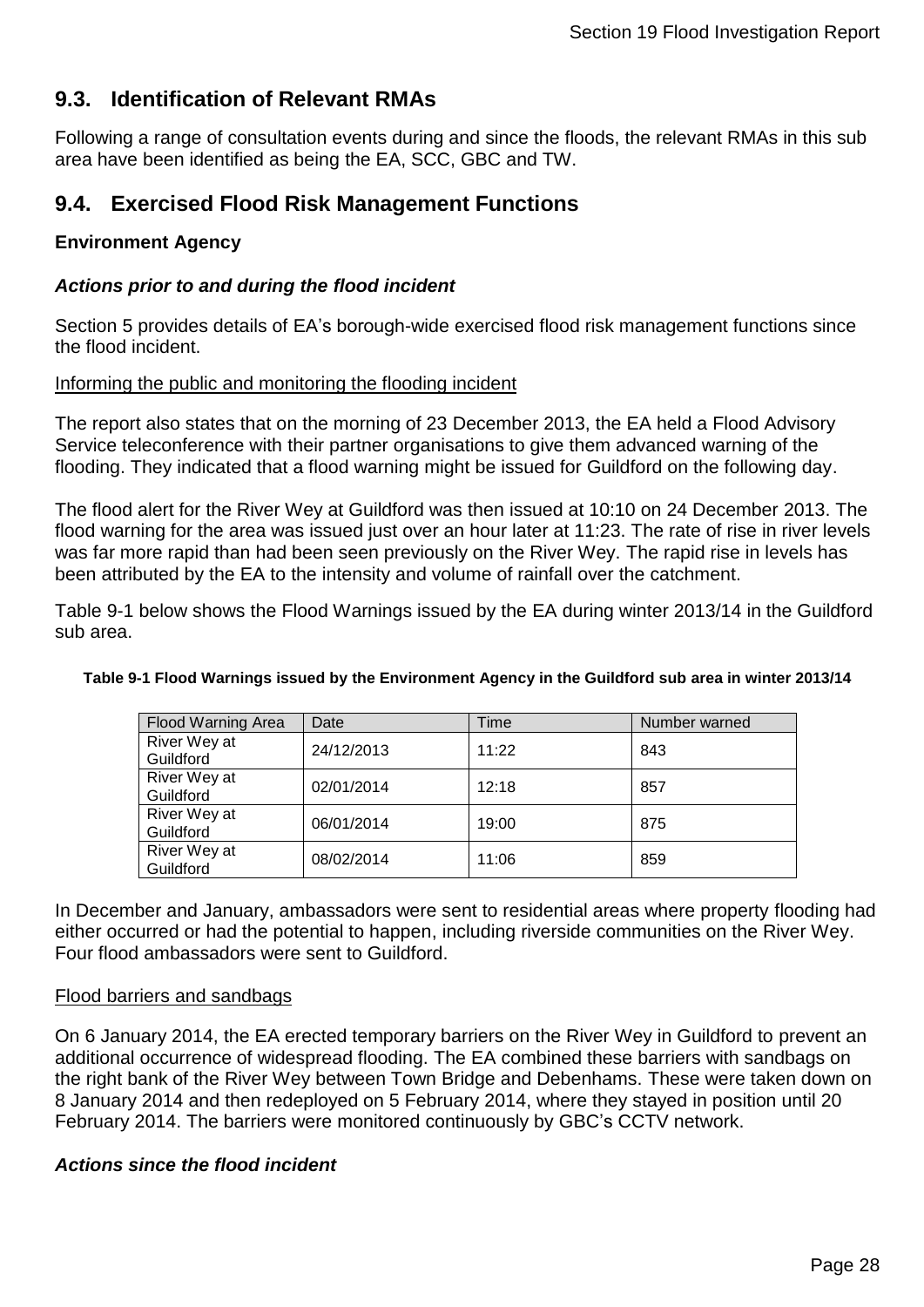## 9.3. Identification of Relevant RMAs

Following a range of consultation events during and since the floods, the relevant RMAs in this sub area have been identified as being the EA, SCC, GBC and TW.

## 9.4. Exercised Flood Risk Management Functions

**Environment Agency**

***Actions prior to and during the flood incident***

Section 5 provides details of EA's borough-wide exercised flood risk management functions since the flood incident.

Informing the public and monitoring the flooding incident

The report also states that on the morning of 23 December 2013, the EA held a Flood Advisory Service teleconference with their partner organisations to give them advanced warning of the flooding. They indicated that a flood warning might be issued for Guildford on the following day.

The flood alert for the River Wey at Guildford was then issued at 10:10 on 24 December 2013. The flood warning for the area was issued just over an hour later at 11:23. The rate of rise in river levels was far more rapid than had been seen previously on the River Wey. The rapid rise in levels has been attributed by the EA to the intensity and volume of rainfall over the catchment.

Table 9-1 below shows the Flood Warnings issued by the EA during winter 2013/14 in the Guildford sub area.

**Table 9-1 Flood Warnings issued by the Environment Agency in the Guildford sub area in winter 2013/14**

| Flood Warning Area | Date | Time | Number warned |
|---|---|---|---|
| River Wey at Guildford | 24/12/2013 | 11:22 | 843 |
| River Wey at Guildford | 02/01/2014 | 12:18 | 857 |
| River Wey at Guildford | 06/01/2014 | 19:00 | 875 |
| River Wey at Guildford | 08/02/2014 | 11:06 | 859 |

In December and January, ambassadors were sent to residential areas where property flooding had either occurred or had the potential to happen, including riverside communities on the River Wey. Four flood ambassadors were sent to Guildford.

Flood barriers and sandbags

On 6 January 2014, the EA erected temporary barriers on the River Wey in Guildford to prevent an additional occurrence of widespread flooding. The EA combined these barriers with sandbags on the right bank of the River Wey between Town Bridge and Debenhams. These were taken down on 8 January 2014 and then redeployed on 5 February 2014, where they stayed in position until 20 February 2014. The barriers were monitored continuously by GBC's CCTV network.

***Actions since the flood incident***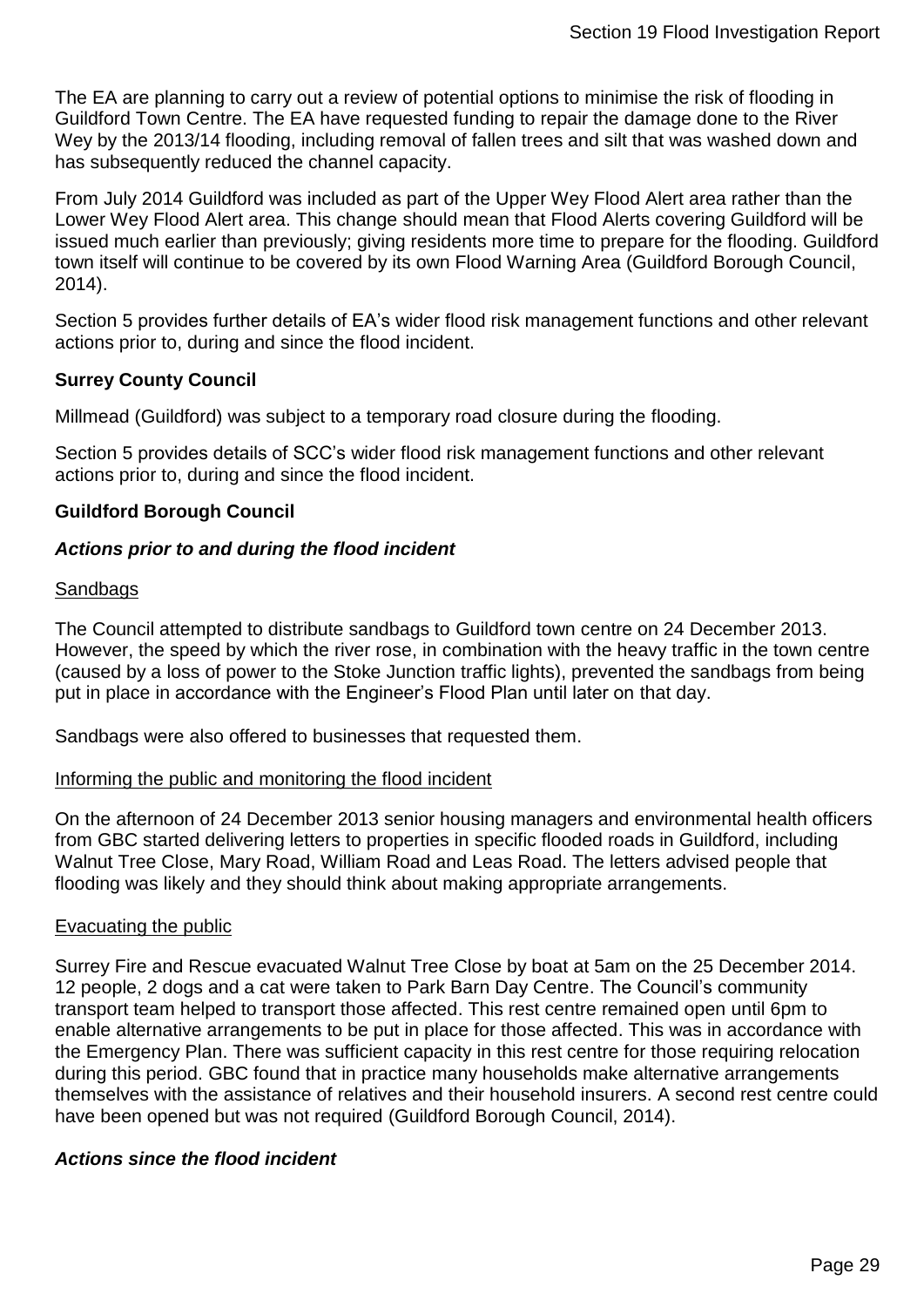The EA are planning to carry out a review of potential options to minimise the risk of flooding in Guildford Town Centre. The EA have requested funding to repair the damage done to the River Wey by the 2013/14 flooding, including removal of fallen trees and silt that was washed down and has subsequently reduced the channel capacity.

From July 2014 Guildford was included as part of the Upper Wey Flood Alert area rather than the Lower Wey Flood Alert area. This change should mean that Flood Alerts covering Guildford will be issued much earlier than previously; giving residents more time to prepare for the flooding. Guildford town itself will continue to be covered by its own Flood Warning Area (Guildford Borough Council, 2014).

Section 5 provides further details of EA's wider flood risk management functions and other relevant actions prior to, during and since the flood incident.

**Surrey County Council**

Millmead (Guildford) was subject to a temporary road closure during the flooding.

Section 5 provides details of SCC's wider flood risk management functions and other relevant actions prior to, during and since the flood incident.

**Guildford Borough Council**

***Actions prior to and during the flood incident***

Sandbags

The Council attempted to distribute sandbags to Guildford town centre on 24 December 2013. However, the speed by which the river rose, in combination with the heavy traffic in the town centre (caused by a loss of power to the Stoke Junction traffic lights), prevented the sandbags from being put in place in accordance with the Engineer's Flood Plan until later on that day.

Sandbags were also offered to businesses that requested them.

Informing the public and monitoring the flood incident

On the afternoon of 24 December 2013 senior housing managers and environmental health officers from GBC started delivering letters to properties in specific flooded roads in Guildford, including Walnut Tree Close, Mary Road, William Road and Leas Road. The letters advised people that flooding was likely and they should think about making appropriate arrangements.

Evacuating the public

Surrey Fire and Rescue evacuated Walnut Tree Close by boat at 5am on the 25 December 2014. 12 people, 2 dogs and a cat were taken to Park Barn Day Centre. The Council's community transport team helped to transport those affected. This rest centre remained open until 6pm to enable alternative arrangements to be put in place for those affected. This was in accordance with the Emergency Plan. There was sufficient capacity in this rest centre for those requiring relocation during this period. GBC found that in practice many households make alternative arrangements themselves with the assistance of relatives and their household insurers. A second rest centre could have been opened but was not required (Guildford Borough Council, 2014).

***Actions since the flood incident***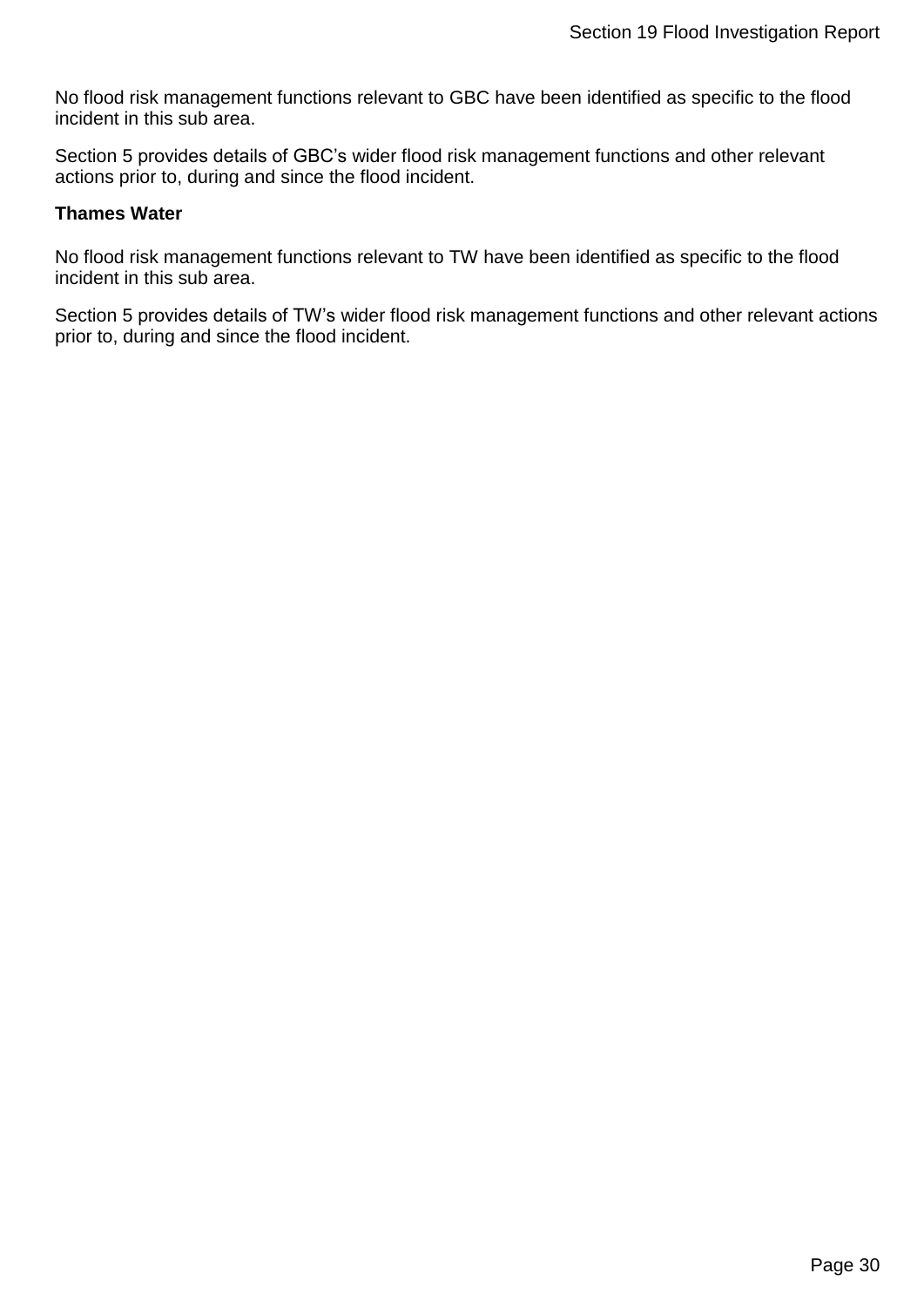No flood risk management functions relevant to GBC have been identified as specific to the flood incident in this sub area.

Section 5 provides details of GBC's wider flood risk management functions and other relevant actions prior to, during and since the flood incident.

**Thames Water**

No flood risk management functions relevant to TW have been identified as specific to the flood incident in this sub area.

Section 5 provides details of TW's wider flood risk management functions and other relevant actions prior to, during and since the flood incident.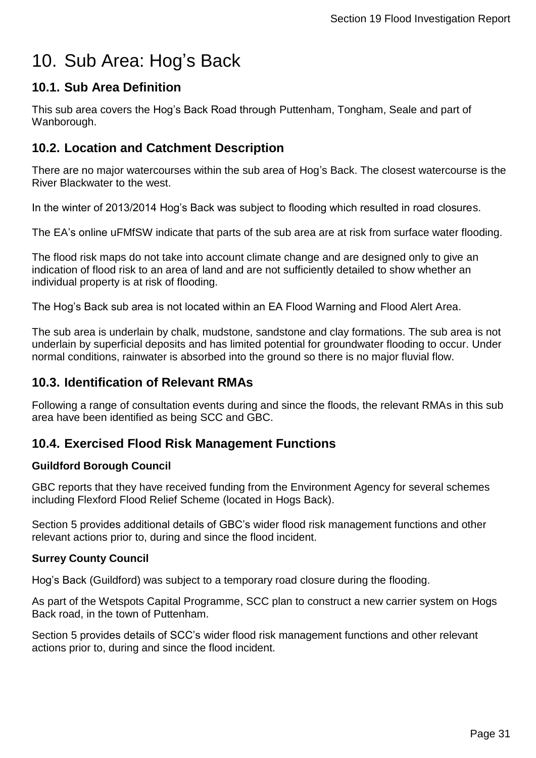# 10. Sub Area: Hog's Back

## 10.1. Sub Area Definition

This sub area covers the Hog's Back Road through Puttenham, Tongham, Seale and part of Wanborough.

## 10.2. Location and Catchment Description

There are no major watercourses within the sub area of Hog's Back. The closest watercourse is the River Blackwater to the west.

In the winter of 2013/2014 Hog's Back was subject to flooding which resulted in road closures.

The EA's online uFMfSW indicate that parts of the sub area are at risk from surface water flooding.

The flood risk maps do not take into account climate change and are designed only to give an indication of flood risk to an area of land and are not sufficiently detailed to show whether an individual property is at risk of flooding.

The Hog's Back sub area is not located within an EA Flood Warning and Flood Alert Area.

The sub area is underlain by chalk, mudstone, sandstone and clay formations. The sub area is not underlain by superficial deposits and has limited potential for groundwater flooding to occur. Under normal conditions, rainwater is absorbed into the ground so there is no major fluvial flow.

## 10.3. Identification of Relevant RMAs

Following a range of consultation events during and since the floods, the relevant RMAs in this sub area have been identified as being SCC and GBC.

## 10.4. Exercised Flood Risk Management Functions

### Guildford Borough Council

GBC reports that they have received funding from the Environment Agency for several schemes including Flexford Flood Relief Scheme (located in Hogs Back).

Section 5 provides additional details of GBC's wider flood risk management functions and other relevant actions prior to, during and since the flood incident.

### Surrey County Council

Hog's Back (Guildford) was subject to a temporary road closure during the flooding.

As part of the Wetspots Capital Programme, SCC plan to construct a new carrier system on Hogs Back road, in the town of Puttenham.

Section 5 provides details of SCC's wider flood risk management functions and other relevant actions prior to, during and since the flood incident.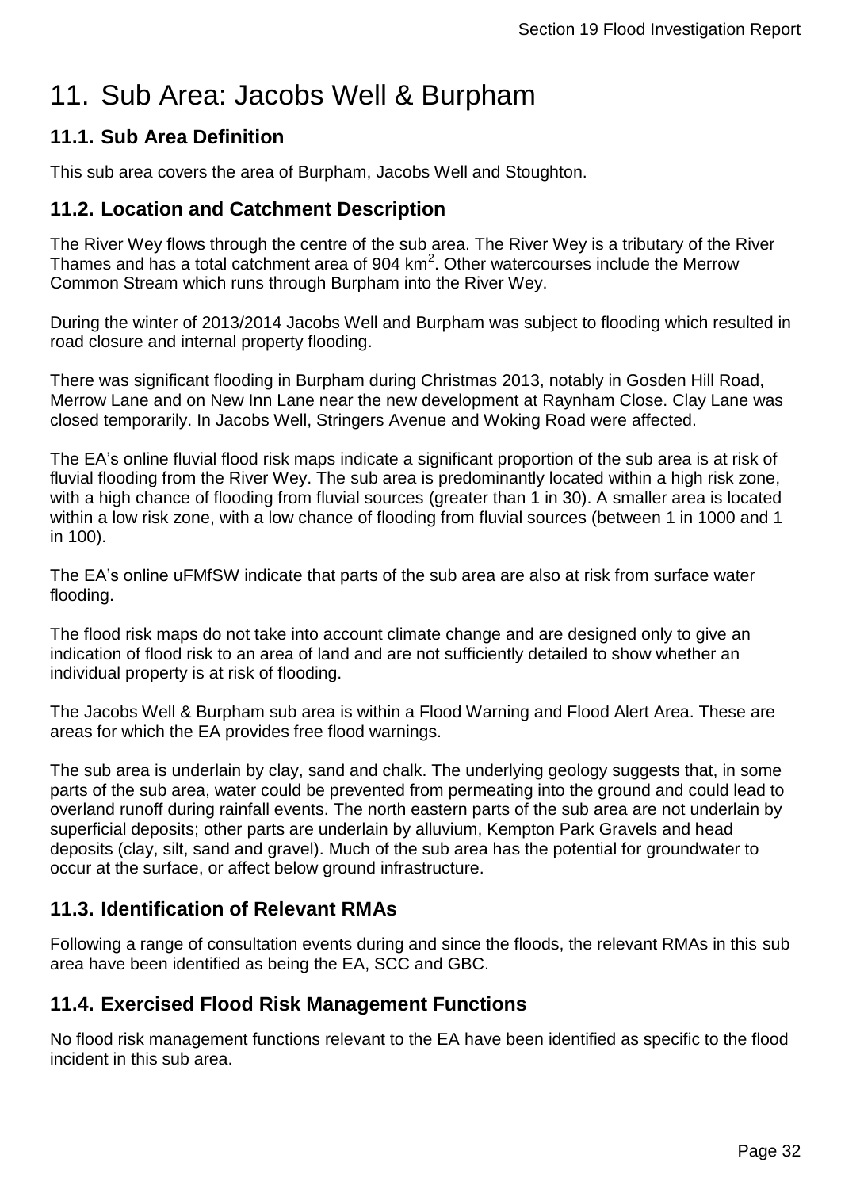# 11. Sub Area: Jacobs Well & Burpham

## 11.1. Sub Area Definition

This sub area covers the area of Burpham, Jacobs Well and Stoughton.

## 11.2. Location and Catchment Description

The River Wey flows through the centre of the sub area. The River Wey is a tributary of the River Thames and has a total catchment area of 904 $km^2$. Other watercourses include the Merrow Common Stream which runs through Burpham into the River Wey.

During the winter of 2013/2014 Jacobs Well and Burpham was subject to flooding which resulted in road closure and internal property flooding.

There was significant flooding in Burpham during Christmas 2013, notably in Gosden Hill Road, Merrow Lane and on New Inn Lane near the new development at Raynham Close. Clay Lane was closed temporarily. In Jacobs Well, Stringers Avenue and Woking Road were affected.

The EA's online fluvial flood risk maps indicate a significant proportion of the sub area is at risk of fluvial flooding from the River Wey. The sub area is predominantly located within a high risk zone, with a high chance of flooding from fluvial sources (greater than 1 in 30). A smaller area is located within a low risk zone, with a low chance of flooding from fluvial sources (between 1 in 1000 and 1 in 100).

The EA's online uFMfSW indicate that parts of the sub area are also at risk from surface water flooding.

The flood risk maps do not take into account climate change and are designed only to give an indication of flood risk to an area of land and are not sufficiently detailed to show whether an individual property is at risk of flooding.

The Jacobs Well & Burpham sub area is within a Flood Warning and Flood Alert Area. These are areas for which the EA provides free flood warnings.

The sub area is underlain by clay, sand and chalk. The underlying geology suggests that, in some parts of the sub area, water could be prevented from permeating into the ground and could lead to overland runoff during rainfall events. The north eastern parts of the sub area are not underlain by superficial deposits; other parts are underlain by alluvium, Kempton Park Gravels and head deposits (clay, silt, sand and gravel). Much of the sub area has the potential for groundwater to occur at the surface, or affect below ground infrastructure.

## 11.3. Identification of Relevant RMAs

Following a range of consultation events during and since the floods, the relevant RMAs in this sub area have been identified as being the EA, SCC and GBC.

## 11.4. Exercised Flood Risk Management Functions

No flood risk management functions relevant to the EA have been identified as specific to the flood incident in this sub area.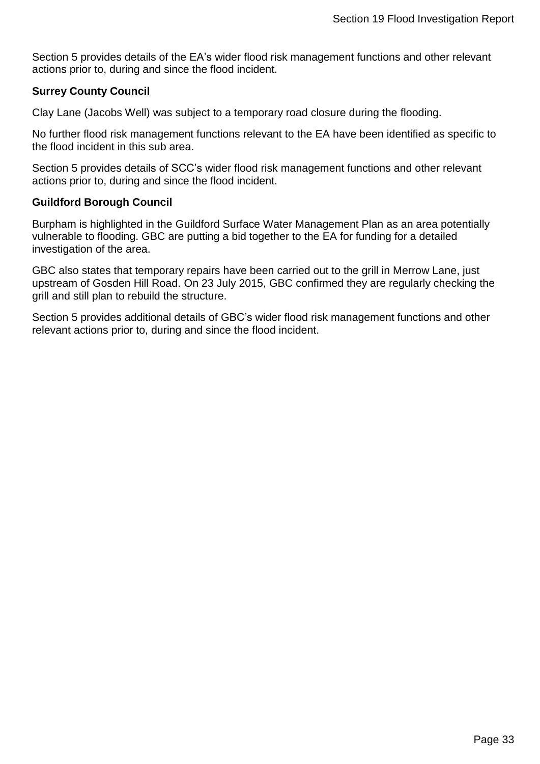Section 5 provides details of the EA's wider flood risk management functions and other relevant actions prior to, during and since the flood incident.

**Surrey County Council**

Clay Lane (Jacobs Well) was subject to a temporary road closure during the flooding.

No further flood risk management functions relevant to the EA have been identified as specific to the flood incident in this sub area.

Section 5 provides details of SCC's wider flood risk management functions and other relevant actions prior to, during and since the flood incident.

**Guildford Borough Council**

Burpham is highlighted in the Guildford Surface Water Management Plan as an area potentially vulnerable to flooding. GBC are putting a bid together to the EA for funding for a detailed investigation of the area.

GBC also states that temporary repairs have been carried out to the grill in Merrow Lane, just upstream of Gosden Hill Road. On 23 July 2015, GBC confirmed they are regularly checking the grill and still plan to rebuild the structure.

Section 5 provides additional details of GBC's wider flood risk management functions and other relevant actions prior to, during and since the flood incident.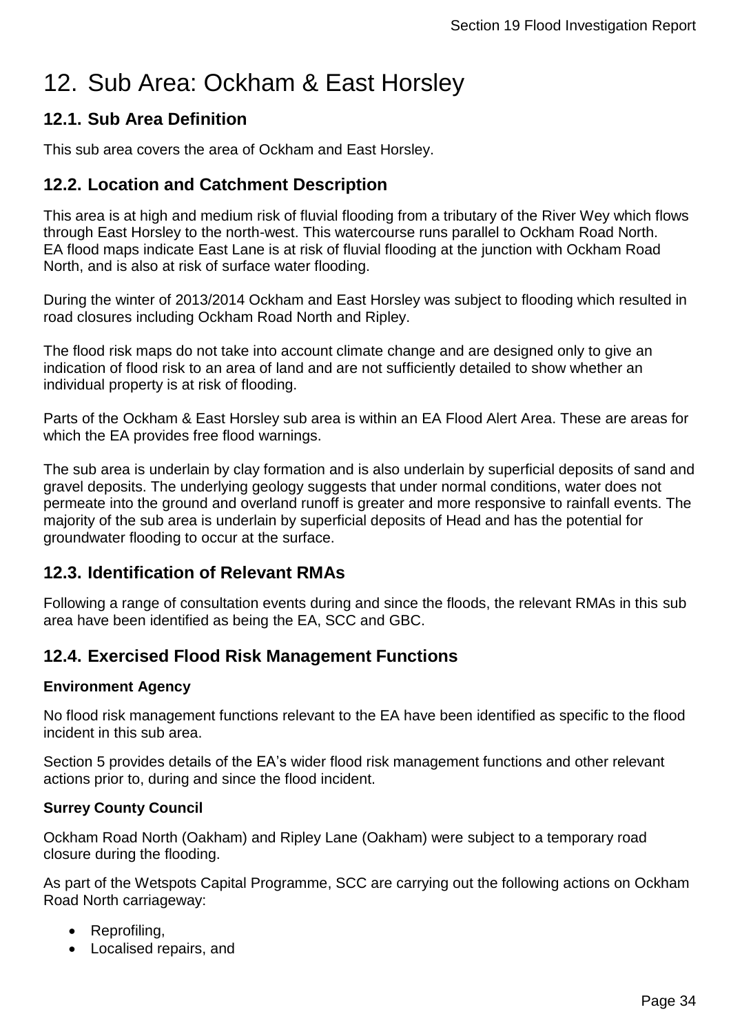# 12. Sub Area: Ockham & East Horsley

## 12.1. Sub Area Definition

This sub area covers the area of Ockham and East Horsley.

## 12.2. Location and Catchment Description

This area is at high and medium risk of fluvial flooding from a tributary of the River Wey which flows through East Horsley to the north-west. This watercourse runs parallel to Ockham Road North. EA flood maps indicate East Lane is at risk of fluvial flooding at the junction with Ockham Road North, and is also at risk of surface water flooding.

During the winter of 2013/2014 Ockham and East Horsley was subject to flooding which resulted in road closures including Ockham Road North and Ripley.

The flood risk maps do not take into account climate change and are designed only to give an indication of flood risk to an area of land and are not sufficiently detailed to show whether an individual property is at risk of flooding.

Parts of the Ockham & East Horsley sub area is within an EA Flood Alert Area. These are areas for which the EA provides free flood warnings.

The sub area is underlain by clay formation and is also underlain by superficial deposits of sand and gravel deposits. The underlying geology suggests that under normal conditions, water does not permeate into the ground and overland runoff is greater and more responsive to rainfall events. The majority of the sub area is underlain by superficial deposits of Head and has the potential for groundwater flooding to occur at the surface.

## 12.3. Identification of Relevant RMAs

Following a range of consultation events during and since the floods, the relevant RMAs in this sub area have been identified as being the EA, SCC and GBC.

## 12.4. Exercised Flood Risk Management Functions

**Environment Agency**

No flood risk management functions relevant to the EA have been identified as specific to the flood incident in this sub area.

Section 5 provides details of the EA's wider flood risk management functions and other relevant actions prior to, during and since the flood incident.

**Surrey County Council**

Ockham Road North (Oakham) and Ripley Lane (Oakham) were subject to a temporary road closure during the flooding.

As part of the Wetspots Capital Programme, SCC are carrying out the following actions on Ockham Road North carriageway:

- Reprofiling,
- Localised repairs, and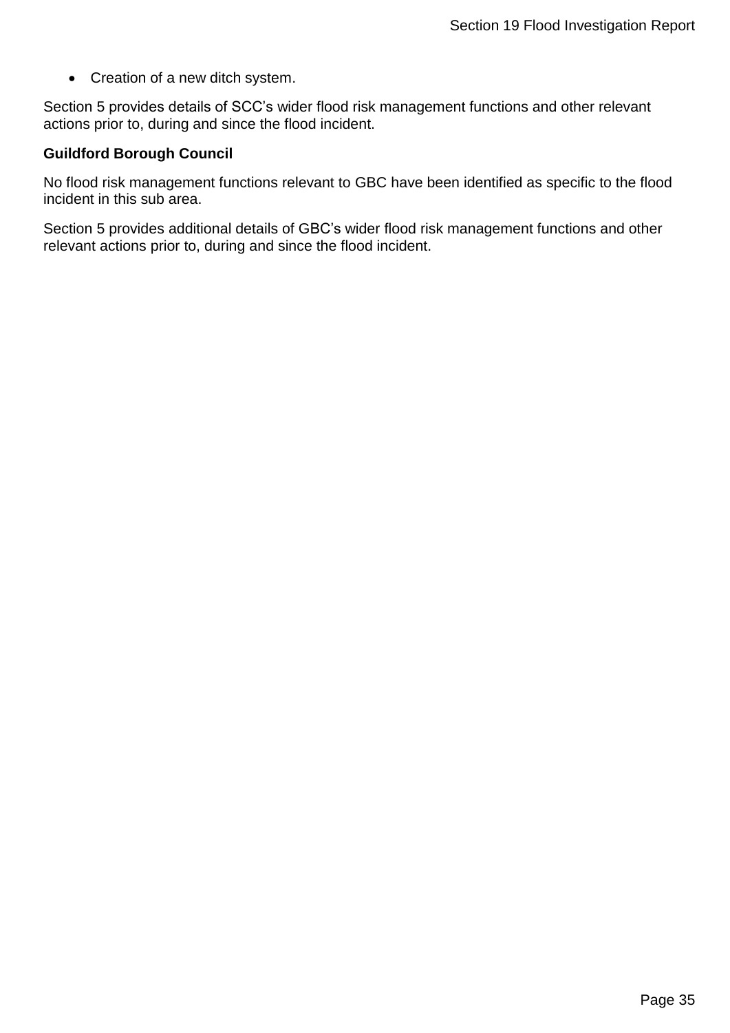- Creation of a new ditch system.

Section 5 provides details of SCC’s wider flood risk management functions and other relevant actions prior to, during and since the flood incident.

**Guildford Borough Council**

No flood risk management functions relevant to GBC have been identified as specific to the flood incident in this sub area.

Section 5 provides additional details of GBC’s wider flood risk management functions and other relevant actions prior to, during and since the flood incident.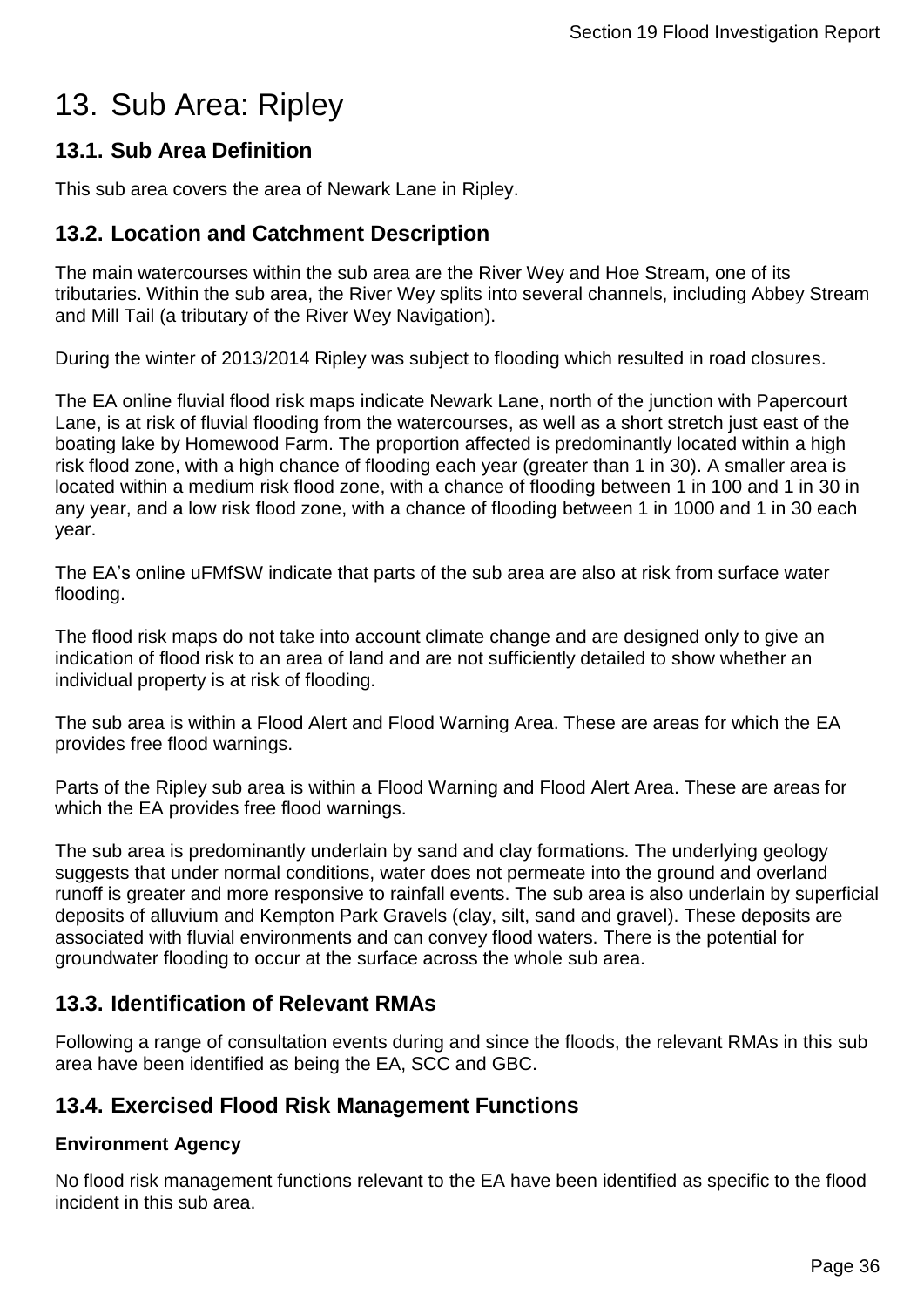# 13. Sub Area: Ripley

## 13.1. Sub Area Definition

This sub area covers the area of Newark Lane in Ripley.

## 13.2. Location and Catchment Description

The main watercourses within the sub area are the River Wey and Hoe Stream, one of its tributaries. Within the sub area, the River Wey splits into several channels, including Abbey Stream and Mill Tail (a tributary of the River Wey Navigation).

During the winter of 2013/2014 Ripley was subject to flooding which resulted in road closures.

The EA online fluvial flood risk maps indicate Newark Lane, north of the junction with Papercourt Lane, is at risk of fluvial flooding from the watercourses, as well as a short stretch just east of the boating lake by Homewood Farm. The proportion affected is predominantly located within a high risk flood zone, with a high chance of flooding each year (greater than 1 in 30). A smaller area is located within a medium risk flood zone, with a chance of flooding between 1 in 100 and 1 in 30 in any year, and a low risk flood zone, with a chance of flooding between 1 in 1000 and 1 in 30 each year.

The EA's online uFMfSW indicate that parts of the sub area are also at risk from surface water flooding.

The flood risk maps do not take into account climate change and are designed only to give an indication of flood risk to an area of land and are not sufficiently detailed to show whether an individual property is at risk of flooding.

The sub area is within a Flood Alert and Flood Warning Area. These are areas for which the EA provides free flood warnings.

Parts of the Ripley sub area is within a Flood Warning and Flood Alert Area. These are areas for which the EA provides free flood warnings.

The sub area is predominantly underlain by sand and clay formations. The underlying geology suggests that under normal conditions, water does not permeate into the ground and overland runoff is greater and more responsive to rainfall events. The sub area is also underlain by superficial deposits of alluvium and Kempton Park Gravels (clay, silt, sand and gravel). These deposits are associated with fluvial environments and can convey flood waters. There is the potential for groundwater flooding to occur at the surface across the whole sub area.

## 13.3. Identification of Relevant RMAs

Following a range of consultation events during and since the floods, the relevant RMAs in this sub area have been identified as being the EA, SCC and GBC.

## 13.4. Exercised Flood Risk Management Functions

### Environment Agency

No flood risk management functions relevant to the EA have been identified as specific to the flood incident in this sub area.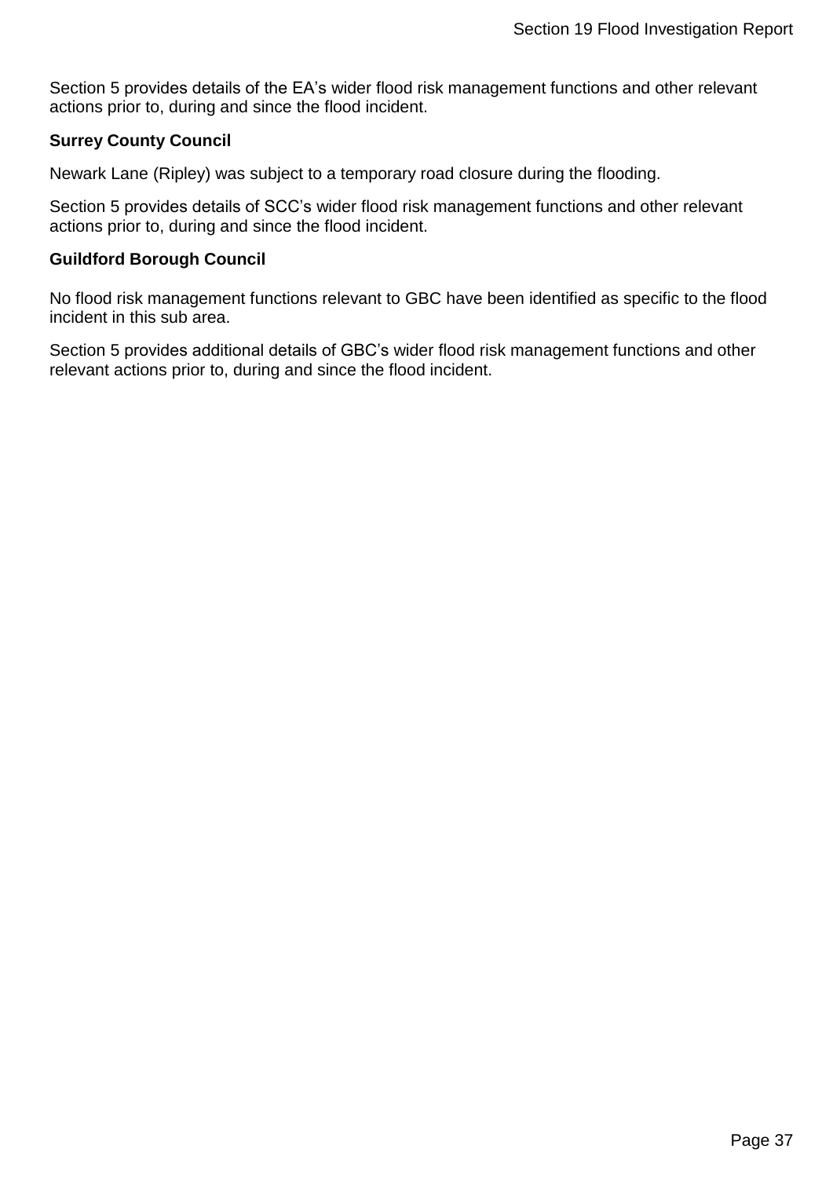Section 5 provides details of the EA’s wider flood risk management functions and other relevant actions prior to, during and since the flood incident.

**Surrey County Council**

Newark Lane (Ripley) was subject to a temporary road closure during the flooding.

Section 5 provides details of SCC’s wider flood risk management functions and other relevant actions prior to, during and since the flood incident.

**Guildford Borough Council**

No flood risk management functions relevant to GBC have been identified as specific to the flood incident in this sub area.

Section 5 provides additional details of GBC’s wider flood risk management functions and other relevant actions prior to, during and since the flood incident.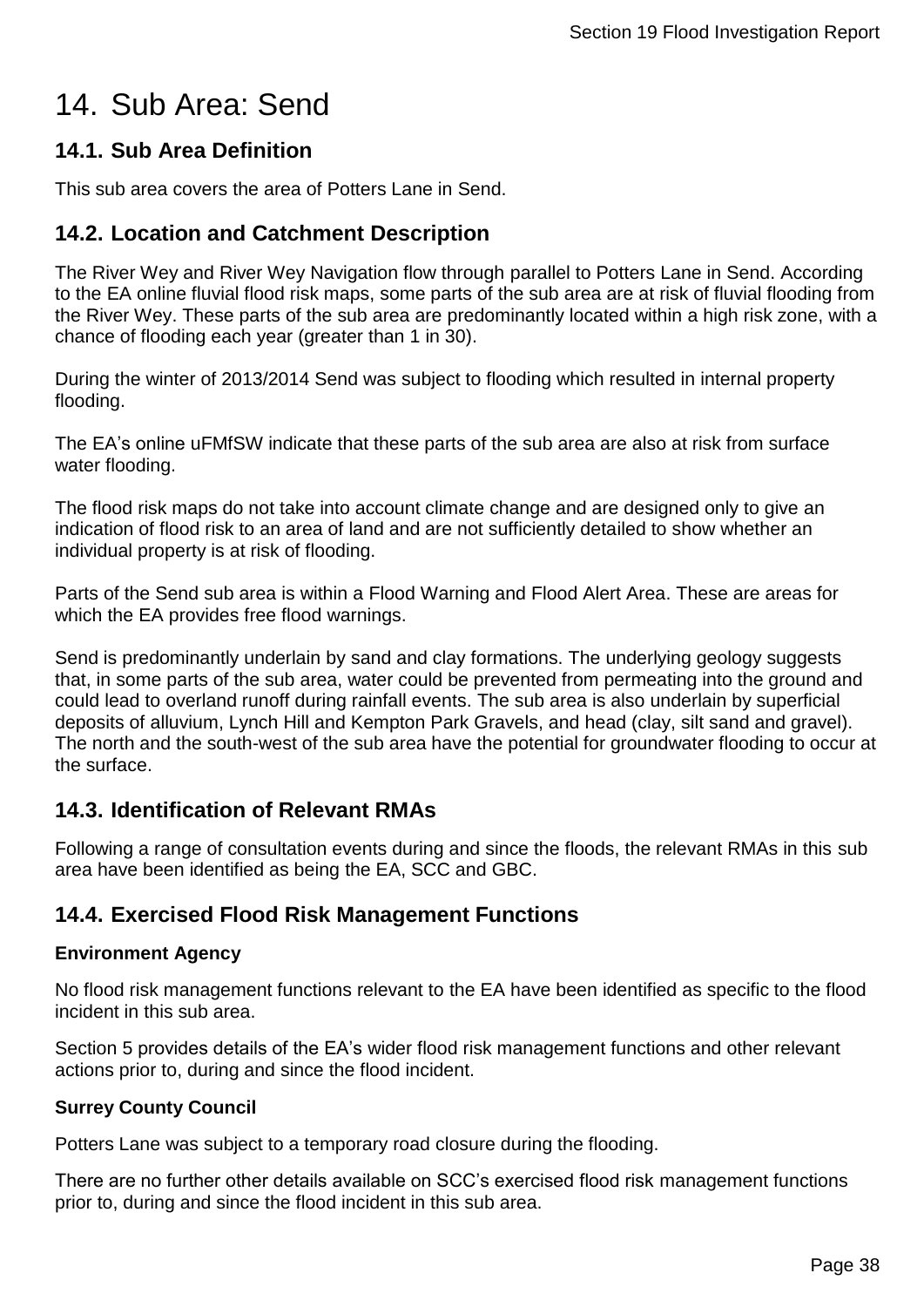# 14. Sub Area: Send

## 14.1. Sub Area Definition

This sub area covers the area of Potters Lane in Send.

## 14.2. Location and Catchment Description

The River Wey and River Wey Navigation flow through parallel to Potters Lane in Send. According to the EA online fluvial flood risk maps, some parts of the sub area are at risk of fluvial flooding from the River Wey. These parts of the sub area are predominantly located within a high risk zone, with a chance of flooding each year (greater than 1 in 30).

During the winter of 2013/2014 Send was subject to flooding which resulted in internal property flooding.

The EA's online uFMfSW indicate that these parts of the sub area are also at risk from surface water flooding.

The flood risk maps do not take into account climate change and are designed only to give an indication of flood risk to an area of land and are not sufficiently detailed to show whether an individual property is at risk of flooding.

Parts of the Send sub area is within a Flood Warning and Flood Alert Area. These are areas for which the EA provides free flood warnings.

Send is predominantly underlain by sand and clay formations. The underlying geology suggests that, in some parts of the sub area, water could be prevented from permeating into the ground and could lead to overland runoff during rainfall events. The sub area is also underlain by superficial deposits of alluvium, Lynch Hill and Kempton Park Gravels, and head (clay, silt sand and gravel). The north and the south-west of the sub area have the potential for groundwater flooding to occur at the surface.

## 14.3. Identification of Relevant RMAs

Following a range of consultation events during and since the floods, the relevant RMAs in this sub area have been identified as being the EA, SCC and GBC.

## 14.4. Exercised Flood Risk Management Functions

### Environment Agency

No flood risk management functions relevant to the EA have been identified as specific to the flood incident in this sub area.

Section 5 provides details of the EA's wider flood risk management functions and other relevant actions prior to, during and since the flood incident.

### Surrey County Council

Potters Lane was subject to a temporary road closure during the flooding.

There are no further other details available on SCC's exercised flood risk management functions prior to, during and since the flood incident in this sub area.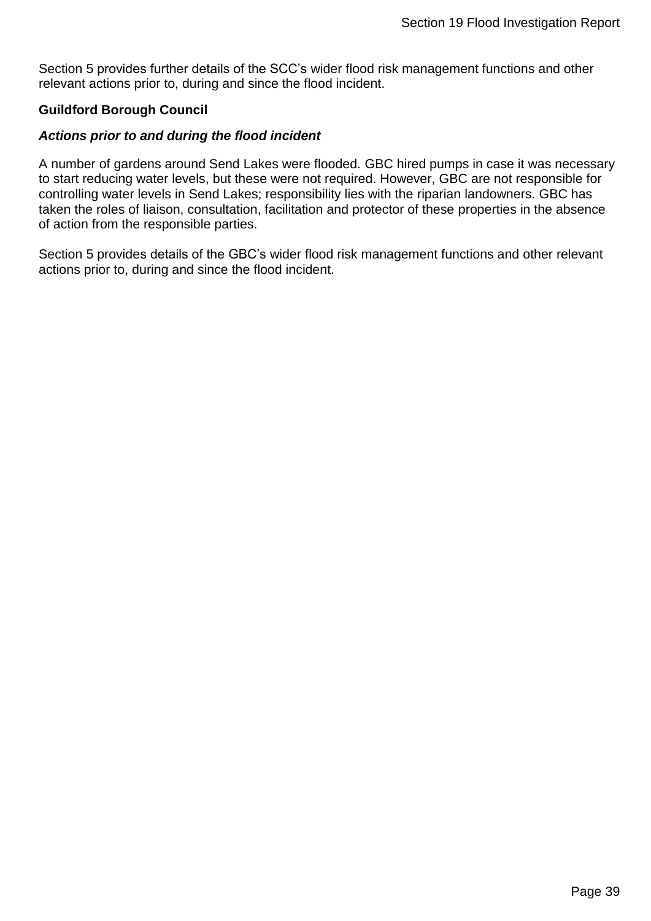Section 5 provides further details of the SCC's wider flood risk management functions and other relevant actions prior to, during and since the flood incident.

**Guildford Borough Council**

***Actions prior to and during the flood incident***

A number of gardens around Send Lakes were flooded. GBC hired pumps in case it was necessary to start reducing water levels, but these were not required. However, GBC are not responsible for controlling water levels in Send Lakes; responsibility lies with the riparian landowners. GBC has taken the roles of liaison, consultation, facilitation and protector of these properties in the absence of action from the responsible parties.

Section 5 provides details of the GBC's wider flood risk management functions and other relevant actions prior to, during and since the flood incident.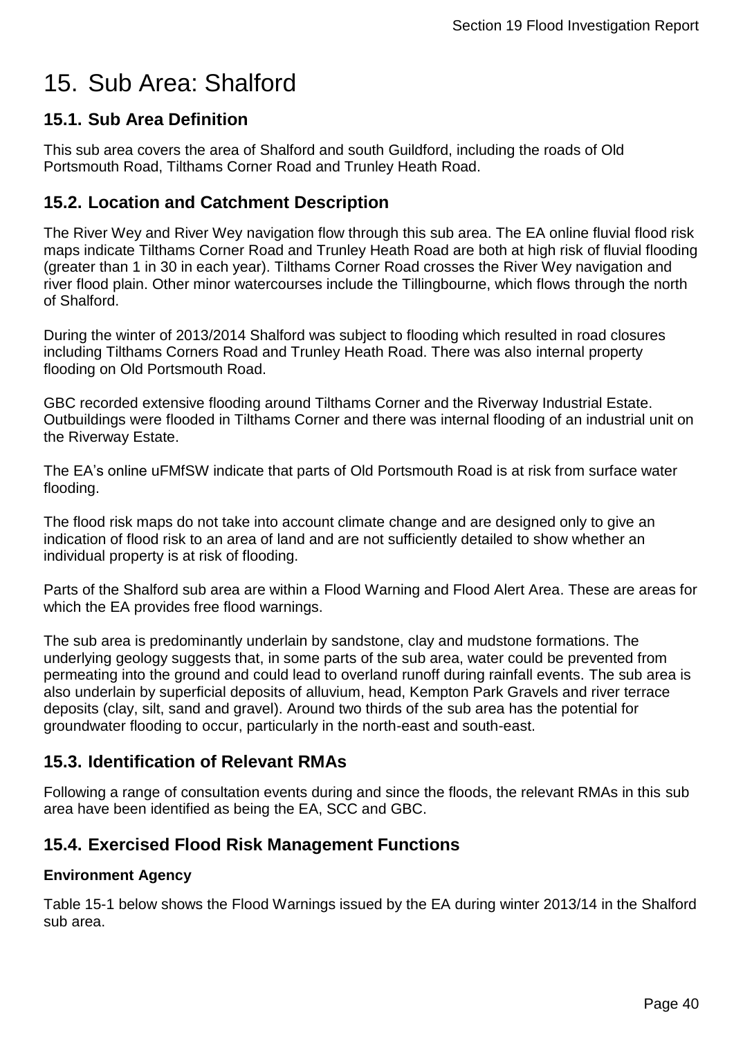# 15. Sub Area: Shalford

## 15.1. Sub Area Definition

This sub area covers the area of Shalford and south Guildford, including the roads of Old Portsmouth Road, Tilthams Corner Road and Trunley Heath Road.

## 15.2. Location and Catchment Description

The River Wey and River Wey navigation flow through this sub area. The EA online fluvial flood risk maps indicate Tilthams Corner Road and Trunley Heath Road are both at high risk of fluvial flooding (greater than 1 in 30 in each year). Tilthams Corner Road crosses the River Wey navigation and river flood plain. Other minor watercourses include the Tillingbourne, which flows through the north of Shalford.

During the winter of 2013/2014 Shalford was subject to flooding which resulted in road closures including Tilthams Corners Road and Trunley Heath Road. There was also internal property flooding on Old Portsmouth Road.

GBC recorded extensive flooding around Tilthams Corner and the Riverway Industrial Estate. Outbuildings were flooded in Tilthams Corner and there was internal flooding of an industrial unit on the Riverway Estate.

The EA's online uFMfSW indicate that parts of Old Portsmouth Road is at risk from surface water flooding.

The flood risk maps do not take into account climate change and are designed only to give an indication of flood risk to an area of land and are not sufficiently detailed to show whether an individual property is at risk of flooding.

Parts of the Shalford sub area are within a Flood Warning and Flood Alert Area. These are areas for which the EA provides free flood warnings.

The sub area is predominantly underlain by sandstone, clay and mudstone formations. The underlying geology suggests that, in some parts of the sub area, water could be prevented from permeating into the ground and could lead to overland runoff during rainfall events. The sub area is also underlain by superficial deposits of alluvium, head, Kempton Park Gravels and river terrace deposits (clay, silt, sand and gravel). Around two thirds of the sub area has the potential for groundwater flooding to occur, particularly in the north-east and south-east.

## 15.3. Identification of Relevant RMAs

Following a range of consultation events during and since the floods, the relevant RMAs in this sub area have been identified as being the EA, SCC and GBC.

## 15.4. Exercised Flood Risk Management Functions

**Environment Agency**

Table 15-1 below shows the Flood Warnings issued by the EA during winter 2013/14 in the Shalford sub area.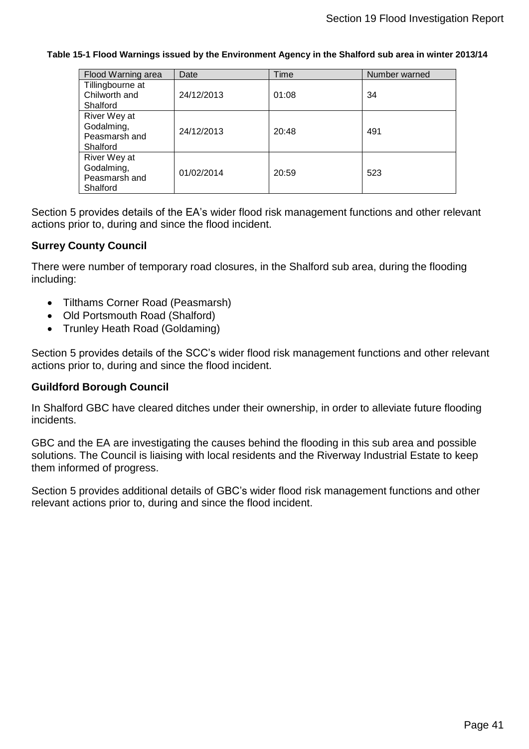**Table 15-1 Flood Warnings issued by the Environment Agency in the Shalford sub area in winter 2013/14**

| Flood Warning area | Date | Time | Number warned |
|---|---|---|---|
| Tillingbourne at Chilworth and Shalford | 24/12/2013 | 01:08 | 34 |
| River Wey at Godalming, Peasmarsh and Shalford | 24/12/2013 | 20:48 | 491 |
| River Wey at Godalming, Peasmarsh and Shalford | 01/02/2014 | 20:59 | 523 |

Section 5 provides details of the EA's wider flood risk management functions and other relevant actions prior to, during and since the flood incident.

**Surrey County Council**

There were number of temporary road closures, in the Shalford sub area, during the flooding including:

- Tilthams Corner Road (Peasmarsh)
- Old Portsmouth Road (Shalford)
- Trunley Heath Road (Goldaming)

Section 5 provides details of the SCC's wider flood risk management functions and other relevant actions prior to, during and since the flood incident.

**Guildford Borough Council**

In Shalford GBC have cleared ditches under their ownership, in order to alleviate future flooding incidents.

GBC and the EA are investigating the causes behind the flooding in this sub area and possible solutions. The Council is liaising with local residents and the Riverway Industrial Estate to keep them informed of progress.

Section 5 provides additional details of GBC's wider flood risk management functions and other relevant actions prior to, during and since the flood incident.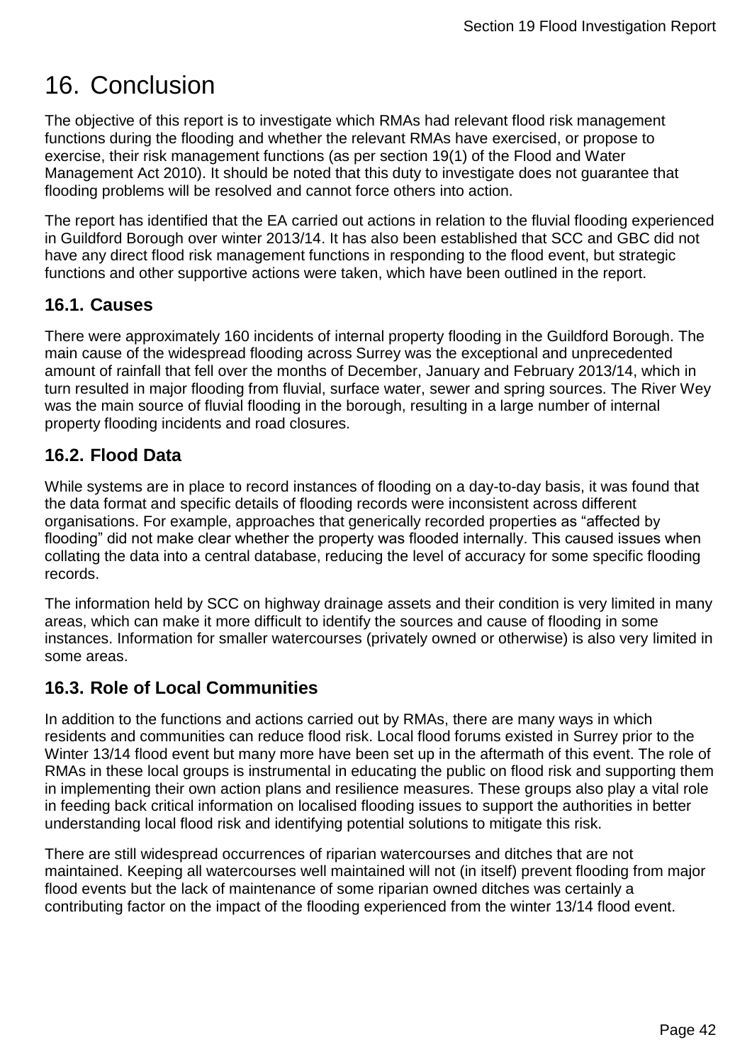# 16. Conclusion

The objective of this report is to investigate which RMAs had relevant flood risk management functions during the flooding and whether the relevant RMAs have exercised, or propose to exercise, their risk management functions (as per section 19(1) of the Flood and Water Management Act 2010). It should be noted that this duty to investigate does not guarantee that flooding problems will be resolved and cannot force others into action.

The report has identified that the EA carried out actions in relation to the fluvial flooding experienced in Guildford Borough over winter 2013/14. It has also been established that SCC and GBC did not have any direct flood risk management functions in responding to the flood event, but strategic functions and other supportive actions were taken, which have been outlined in the report.

## 16.1. Causes

There were approximately 160 incidents of internal property flooding in the Guildford Borough. The main cause of the widespread flooding across Surrey was the exceptional and unprecedented amount of rainfall that fell over the months of December, January and February 2013/14, which in turn resulted in major flooding from fluvial, surface water, sewer and spring sources. The River Wey was the main source of fluvial flooding in the borough, resulting in a large number of internal property flooding incidents and road closures.

## 16.2. Flood Data

While systems are in place to record instances of flooding on a day-to-day basis, it was found that the data format and specific details of flooding records were inconsistent across different organisations. For example, approaches that generically recorded properties as "affected by flooding" did not make clear whether the property was flooded internally. This caused issues when collating the data into a central database, reducing the level of accuracy for some specific flooding records.

The information held by SCC on highway drainage assets and their condition is very limited in many areas, which can make it more difficult to identify the sources and cause of flooding in some instances. Information for smaller watercourses (privately owned or otherwise) is also very limited in some areas.

## 16.3. Role of Local Communities

In addition to the functions and actions carried out by RMAs, there are many ways in which residents and communities can reduce flood risk. Local flood forums existed in Surrey prior to the Winter 13/14 flood event but many more have been set up in the aftermath of this event. The role of RMAs in these local groups is instrumental in educating the public on flood risk and supporting them in implementing their own action plans and resilience measures. These groups also play a vital role in feeding back critical information on localised flooding issues to support the authorities in better understanding local flood risk and identifying potential solutions to mitigate this risk.

There are still widespread occurrences of riparian watercourses and ditches that are not maintained. Keeping all watercourses well maintained will not (in itself) prevent flooding from major flood events but the lack of maintenance of some riparian owned ditches was certainly a contributing factor on the impact of the flooding experienced from the winter 13/14 flood event.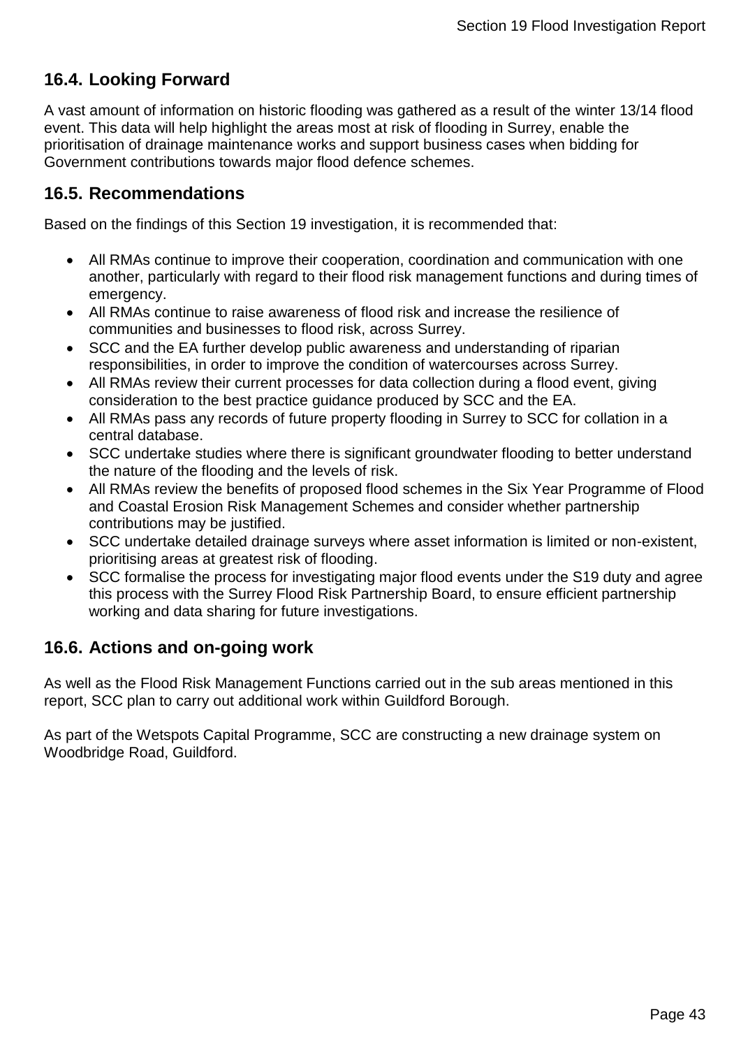## 16.4. Looking Forward

A vast amount of information on historic flooding was gathered as a result of the winter 13/14 flood event. This data will help highlight the areas most at risk of flooding in Surrey, enable the prioritisation of drainage maintenance works and support business cases when bidding for Government contributions towards major flood defence schemes.

## 16.5. Recommendations

Based on the findings of this Section 19 investigation, it is recommended that:

- All RMAs continue to improve their cooperation, coordination and communication with one another, particularly with regard to their flood risk management functions and during times of emergency.
- All RMAs continue to raise awareness of flood risk and increase the resilience of communities and businesses to flood risk, across Surrey.
- SCC and the EA further develop public awareness and understanding of riparian responsibilities, in order to improve the condition of watercourses across Surrey.
- All RMAs review their current processes for data collection during a flood event, giving consideration to the best practice guidance produced by SCC and the EA.
- All RMAs pass any records of future property flooding in Surrey to SCC for collation in a central database.
- SCC undertake studies where there is significant groundwater flooding to better understand the nature of the flooding and the levels of risk.
- All RMAs review the benefits of proposed flood schemes in the Six Year Programme of Flood and Coastal Erosion Risk Management Schemes and consider whether partnership contributions may be justified.
- SCC undertake detailed drainage surveys where asset information is limited or non-existent, prioritising areas at greatest risk of flooding.
- SCC formalise the process for investigating major flood events under the S19 duty and agree this process with the Surrey Flood Risk Partnership Board, to ensure efficient partnership working and data sharing for future investigations.

## 16.6. Actions and on-going work

As well as the Flood Risk Management Functions carried out in the sub areas mentioned in this report, SCC plan to carry out additional work within Guildford Borough.

As part of the Wetspots Capital Programme, SCC are constructing a new drainage system on Woodbridge Road, Guildford.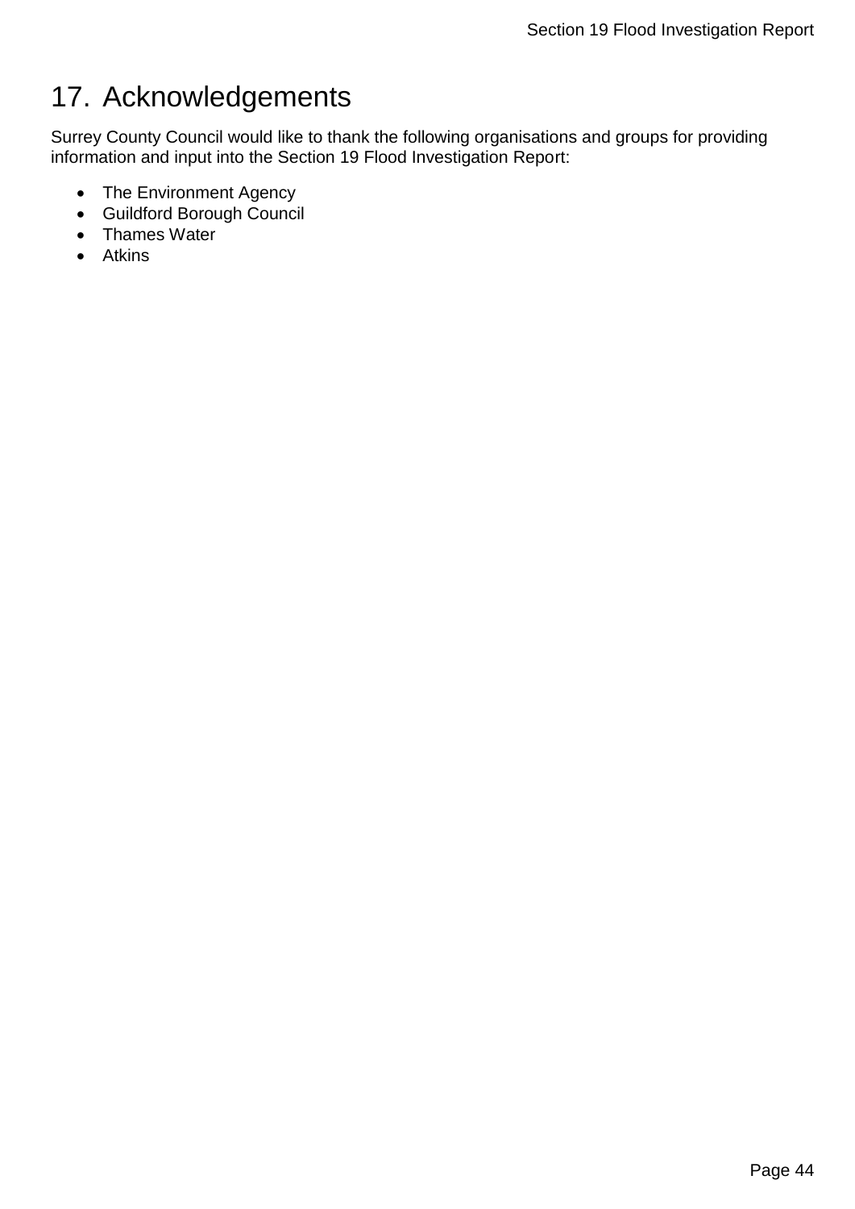# 17. Acknowledgements

Surrey County Council would like to thank the following organisations and groups for providing information and input into the Section 19 Flood Investigation Report:

- The Environment Agency
- Guildford Borough Council
- Thames Water
- Atkins